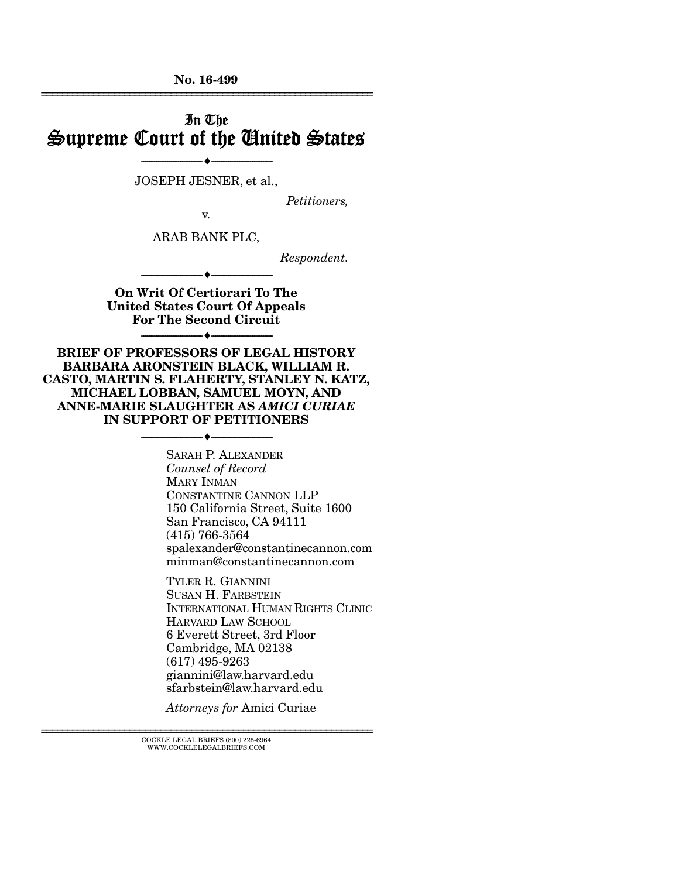No. 16-499

# In The Supreme Court of the United States

---

JOSEPH JESNER, et al.,

*Petitioners,*

v.

ARAB BANK PLC,

*Respondent.*

---

**On Writ Of Certiorari To The United States Court Of Appeals For The Second Circuit**

---

**BRIEF OF PROFESSORS OF LEGAL HISTORY BARBARA ARONSTEIN BLACK, WILLIAM R. CASTO, MARTIN S. FLAHERTY, STANLEY N. KATZ, MICHAEL LOBBAN, SAMUEL MOYN, AND ANNE-MARIE SLAUGHTER AS *AMICI CURIAE* IN SUPPORT OF PETITIONERS**

---

SARAH P. ALEXANDER
*Counsel of Record*
MARY INMAN
CONSTANTINE CANNON LLP
150 California Street, Suite 1600
San Francisco, CA 94111
(415) 766-3564
spalexander@constantinecannon.com
minman@constantinecannon.com

TYLER R. GIANNINI
SUSAN H. FARBSTEIN
INTERNATIONAL HUMAN RIGHTS CLINIC
HARVARD LAW SCHOOL
6 Everett Street, 3rd Floor
Cambridge, MA 02138
(617) 495-9263
giannini@law.harvard.edu
sfarbstein@law.harvard.edu

*Attorneys for* Amici Curiae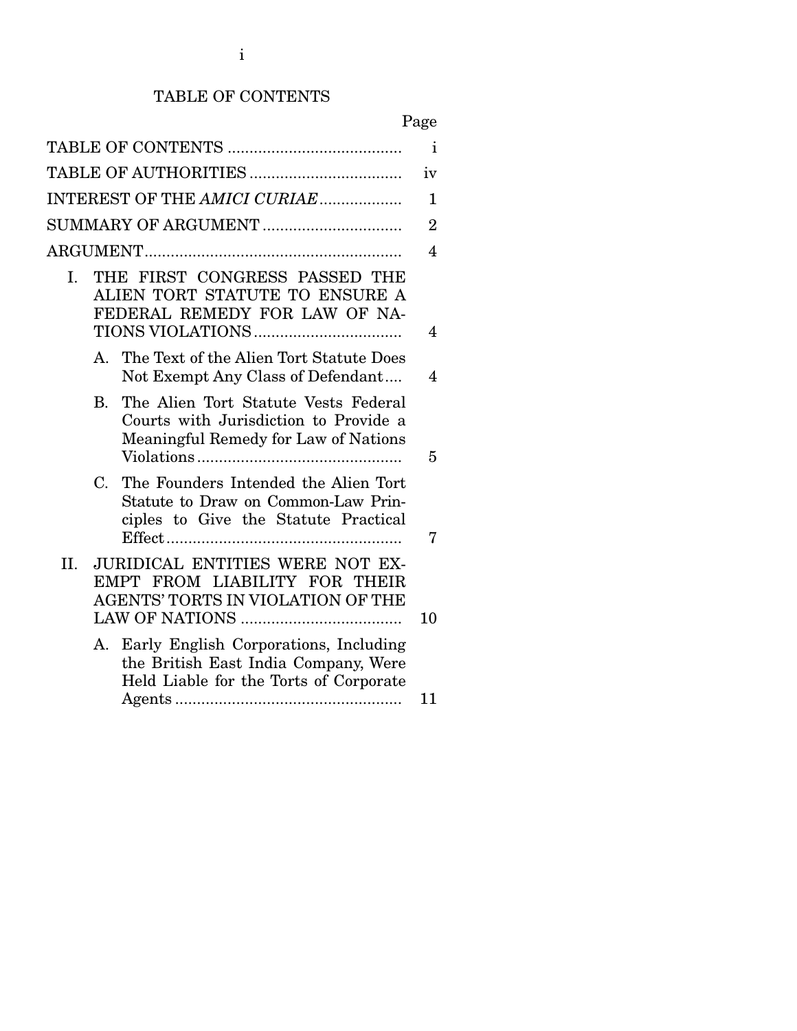# TABLE OF CONTENTS

| | Page |
|---|---|
| TABLE OF CONTENTS | i |
| TABLE OF AUTHORITIES | iv |
| INTEREST OF THE *AMICI CURIAE* | 1 |
| SUMMARY OF ARGUMENT | 2 |
| ARGUMENT | 4 |
| I. THE FIRST CONGRESS PASSED THE ALIEN TORT STATUTE TO ENSURE A FEDERAL REMEDY FOR LAW OF NATIONS VIOLATIONS | 4 |
| A. The Text of the Alien Tort Statute Does Not Exempt Any Class of Defendant | 4 |
| B. The Alien Tort Statute Vests Federal Courts with Jurisdiction to Provide a Meaningful Remedy for Law of Nations Violations | 5 |
| C. The Founders Intended the Alien Tort Statute to Draw on Common-Law Principles to Give the Statute Practical Effect | 7 |
| II. JURIDICAL ENTITIES WERE NOT EXEMPT FROM LIABILITY FOR THEIR AGENTS' TORTS IN VIOLATION OF THE LAW OF NATIONS | 10 |
| A. Early English Corporations, Including the British East India Company, Were Held Liable for the Torts of Corporate Agents | 11 |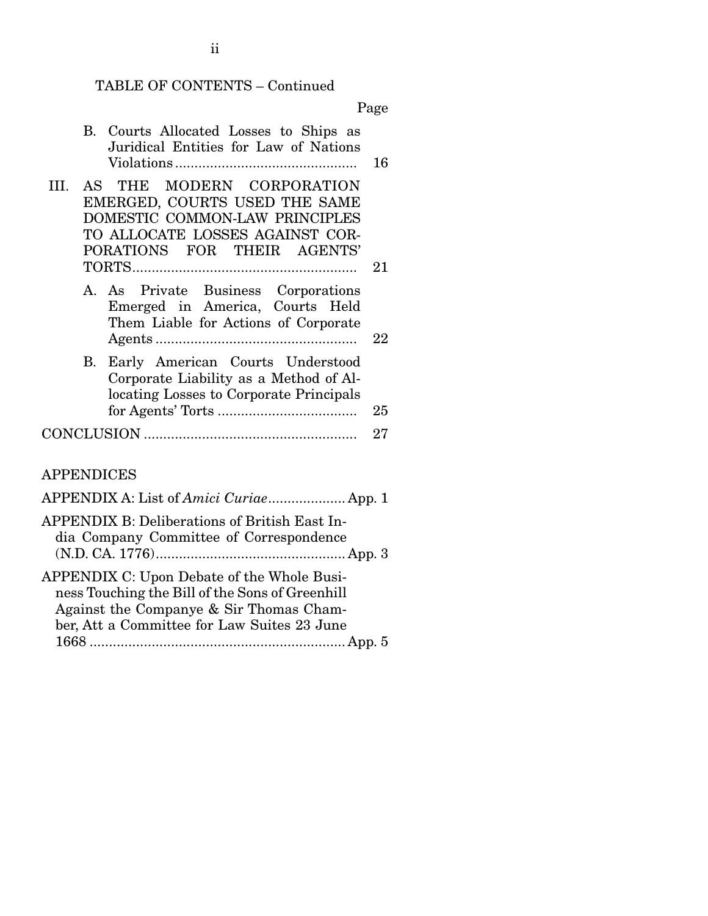TABLE OF CONTENTS – Continued

| | Page |
|---|---|
| B. Courts Allocated Losses to Ships as Juridical Entities for Law of Nations Violations | 16 |
| III. AS THE MODERN CORPORATION EMERGED, COURTS USED THE SAME DOMESTIC COMMON-LAW PRINCIPLES TO ALLOCATE LOSSES AGAINST CORPORATIONS FOR THEIR AGENTS' TORTS | 21 |
| A. As Private Business Corporations Emerged in America, Courts Held Them Liable for Actions of Corporate Agents | 22 |
| B. Early American Courts Understood Corporate Liability as a Method of Allocating Losses to Corporate Principals for Agents' Torts | 25 |
| CONCLUSION | 27 |

APPENDICES

| | |
|---|---|
| APPENDIX A: List of *Amici Curiae* | App. 1 |
| APPENDIX B: Deliberations of British East India Company Committee of Correspondence (N.D. CA. 1776) | App. 3 |
| APPENDIX C: Upon Debate of the Whole Business Touching the Bill of the Sons of Greenhill Against the Companye & Sir Thomas Chamber, Att a Committee for Law Suites 23 June 1668 | App. 5 |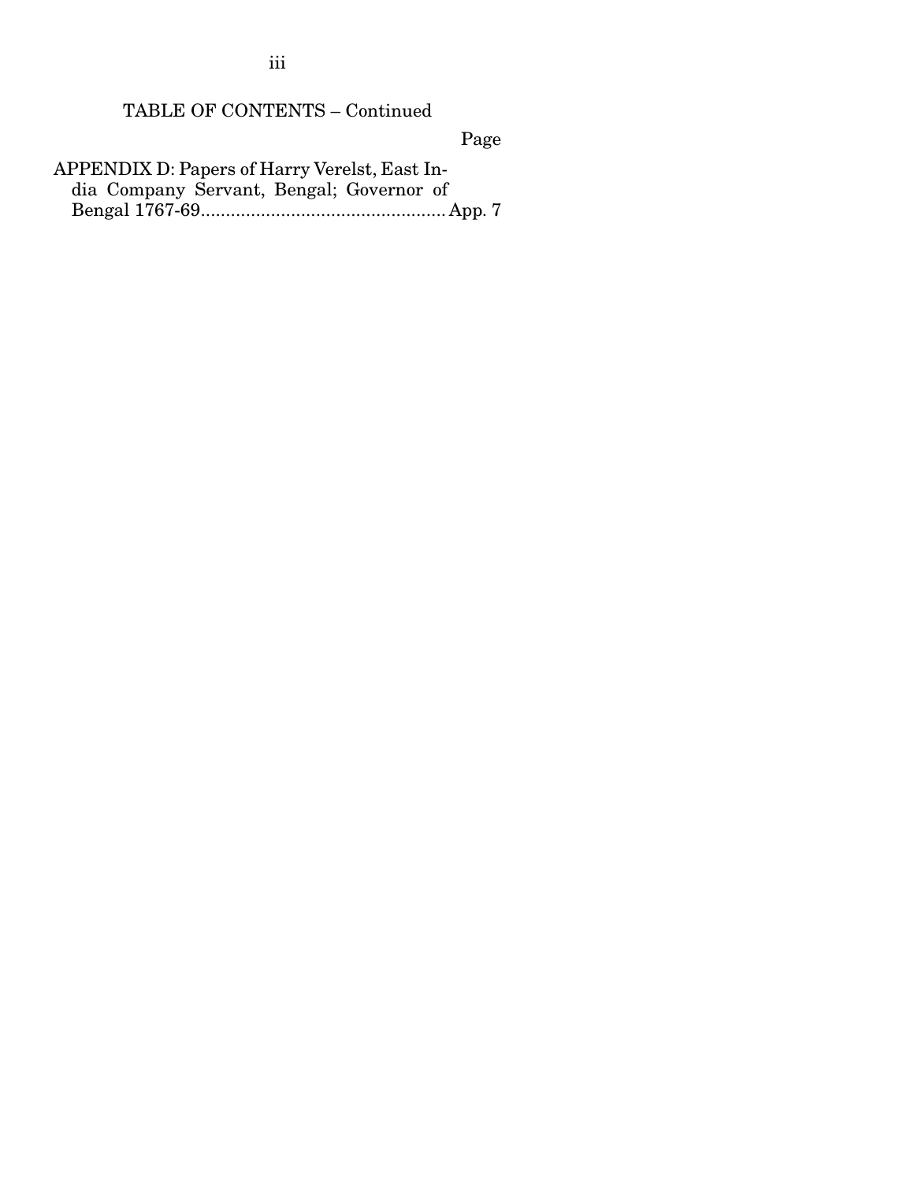TABLE OF CONTENTS – Continued

| | Page |
|---|---|
| APPENDIX D: Papers of Harry Verelst, East India Company Servant, Bengal; Governor of Bengal 1767-69 | App. 7 |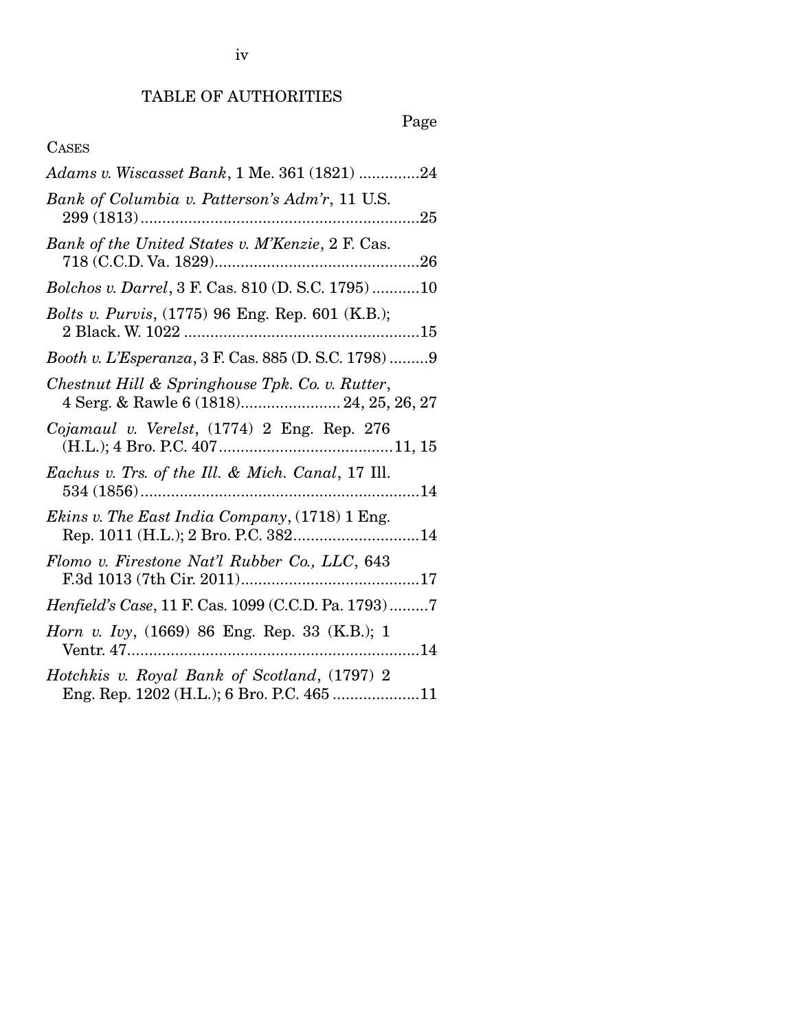# TABLE OF AUTHORITIES

Page

CASES

*Adams v. Wiscasset Bank*, 1 Me. 361 (1821) ..............24

*Bank of Columbia v. Patterson's Adm'r*, 11 U.S. 299 (1813)..................................................................25

*Bank of the United States v. M'Kenzie*, 2 F. Cas. 718 (C.C.D. Va. 1829)................................................26

*Bolchos v. Darrel*, 3 F. Cas. 810 (D. S.C. 1795) ...........10

*Bolts v. Purvis*, (1775) 96 Eng. Rep. 601 (K.B.); 2 Black. W. 1022 .......................................................15

*Booth v. L'Esperanza*, 3 F. Cas. 885 (D. S.C. 1798) .........9

*Chestnut Hill & Springhouse Tpk. Co. v. Rutter*, 4 Serg. & Rawle 6 (1818)....................... 24, 25, 26, 27

*Cojamaul v. Verelst*, (1774) 2 Eng. Rep. 276 (H.L.); 4 Bro. P.C. 407........................................11, 15

*Eachus v. Trs. of the Ill. & Mich. Canal*, 17 Ill. 534 (1856)..................................................................14

*Ekins v. The East India Company*, (1718) 1 Eng. Rep. 1011 (H.L.); 2 Bro. P.C. 382.............................14

*Flomo v. Firestone Nat'l Rubber Co., LLC*, 643 F.3d 1013 (7th Cir. 2011).........................................17

*Henfield's Case*, 11 F. Cas. 1099 (C.C.D. Pa. 1793).........7

*Horn v. Ivy*, (1669) 86 Eng. Rep. 33 (K.B.); 1 Ventr. 47....................................................................14

*Hotchkis v. Royal Bank of Scotland*, (1797) 2 Eng. Rep. 1202 (H.L.); 6 Bro. P.C. 465 ....................11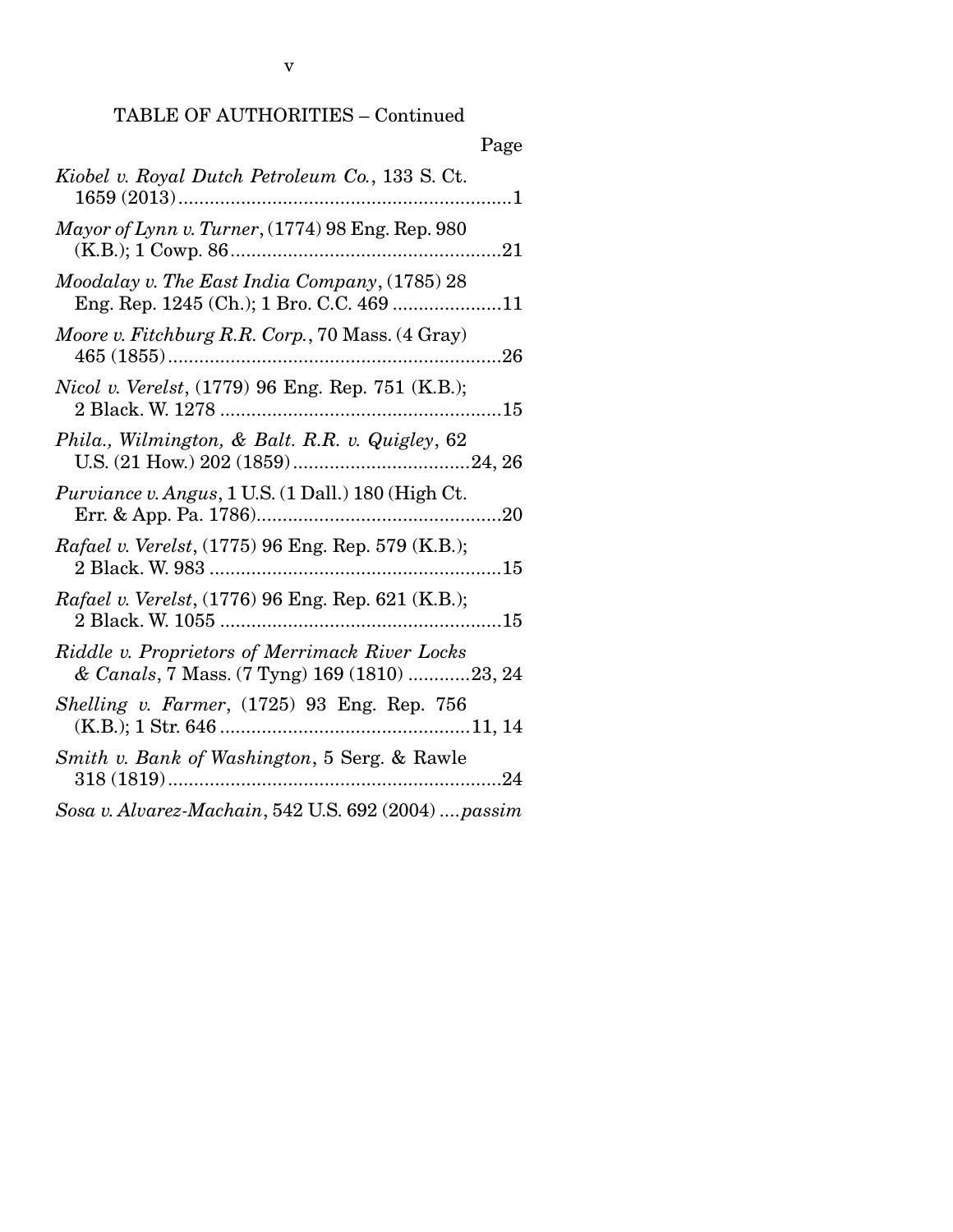TABLE OF AUTHORITIES – Continued

Page

*Kiobel v. Royal Dutch Petroleum Co.*, 133 S. Ct. 1659 (2013)....................................................................1

*Mayor of Lynn v. Turner*, (1774) 98 Eng. Rep. 980 (K.B.); 1 Cowp. 86....................................................21

*Moodalay v. The East India Company*, (1785) 28 Eng. Rep. 1245 (Ch.); 1 Bro. C.C. 469.....................11

*Moore v. Fitchburg R.R. Corp.*, 70 Mass. (4 Gray) 465 (1855)................................................................26

*Nicol v. Verelst*, (1779) 96 Eng. Rep. 751 (K.B.); 2 Black. W. 1278......................................................15

*Phila., Wilmington, & Balt. R.R. v. Quigley*, 62 U.S. (21 How.) 202 (1859)..................................24, 26

*Purviance v. Angus*, 1 U.S. (1 Dall.) 180 (High Ct. Err. & App. Pa. 1786)...............................................20

*Rafael v. Verelst*, (1775) 96 Eng. Rep. 579 (K.B.); 2 Black. W. 983........................................................15

*Rafael v. Verelst*, (1776) 96 Eng. Rep. 621 (K.B.); 2 Black. W. 1055......................................................15

*Riddle v. Proprietors of Merrimack River Locks & Canals*, 7 Mass. (7 Tyng) 169 (1810)............23, 24

*Shelling v. Farmer*, (1725) 93 Eng. Rep. 756 (K.B.); 1 Str. 646................................................11, 14

*Smith v. Bank of Washington*, 5 Serg. & Rawle 318 (1819)................................................................24

*Sosa v. Alvarez-Machain*, 542 U.S. 692 (2004)....*passim*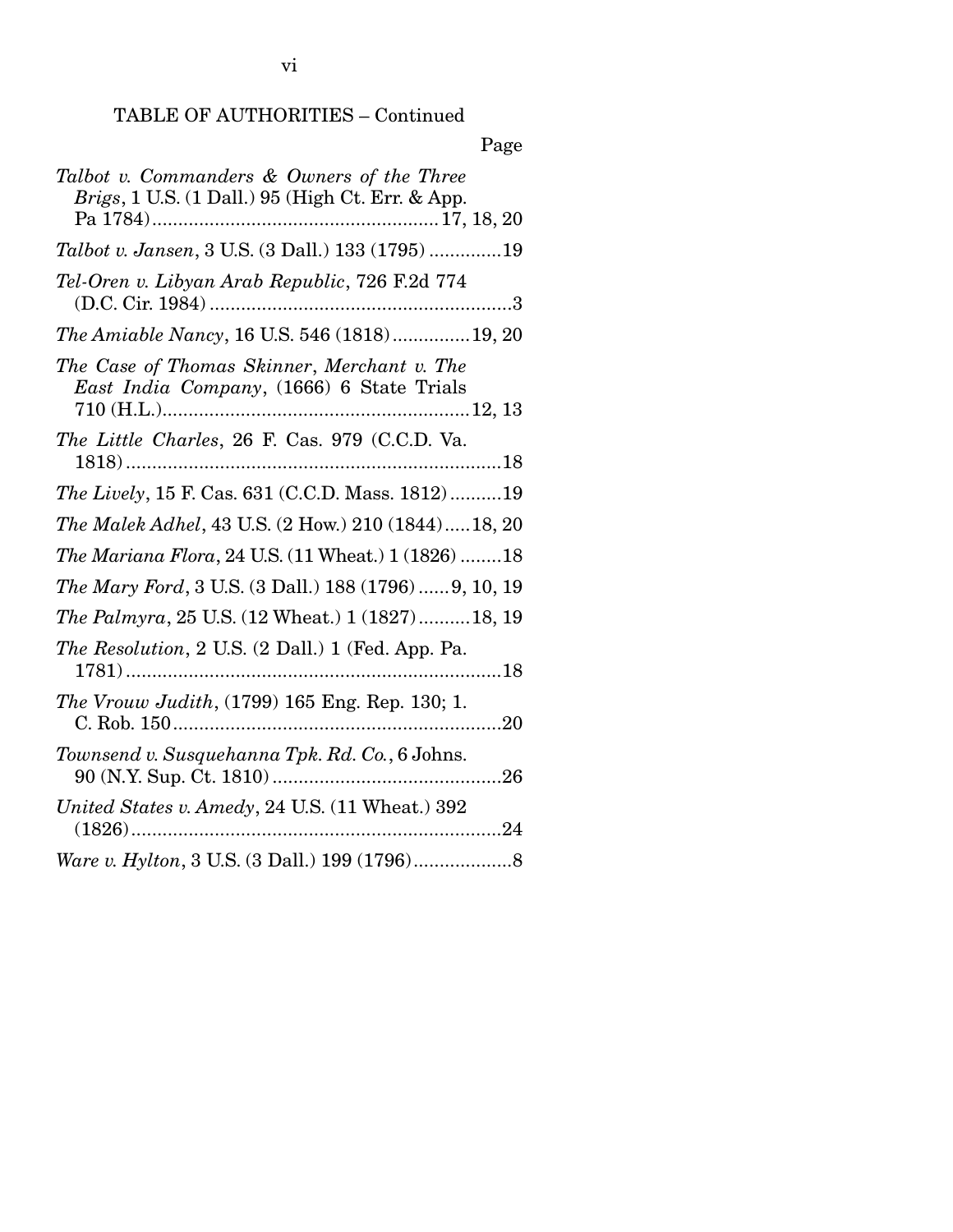TABLE OF AUTHORITIES – Continued

Page

*Talbot v. Commanders & Owners of the Three Brigs*, 1 U.S. (1 Dall.) 95 (High Ct. Err. & App. Pa 1784) ....................................................... 17, 18, 20

*Talbot v. Jansen*, 3 U.S. (3 Dall.) 133 (1795) ..............19

*Tel-Oren v. Libyan Arab Republic*, 726 F.2d 774 (D.C. Cir. 1984) ..........................................................3

*The Amiable Nancy*, 16 U.S. 546 (1818)...............19, 20

*The Case of Thomas Skinner, Merchant v. The East India Company*, (1666) 6 State Trials 710 (H.L.)...........................................................12, 13

*The Little Charles*, 26 F. Cas. 979 (C.C.D. Va. 1818)...........................................................................18

*The Lively*, 15 F. Cas. 631 (C.C.D. Mass. 1812)..........19

*The Malek Adhel*, 43 U.S. (2 How.) 210 (1844).....18, 20

*The Mariana Flora*, 24 U.S. (11 Wheat.) 1 (1826) ........18

*The Mary Ford*, 3 U.S. (3 Dall.) 188 (1796)......9, 10, 19

*The Palmyra*, 25 U.S. (12 Wheat.) 1 (1827)..........18, 19

*The Resolution*, 2 U.S. (2 Dall.) 1 (Fed. App. Pa. 1781)...........................................................................18

*The Vrouw Judith*, (1799) 165 Eng. Rep. 130; 1. C. Rob. 150................................................................20

*Townsend v. Susquehanna Tpk. Rd. Co.*, 6 Johns. 90 (N.Y. Sup. Ct. 1810).............................................26

*United States v. Amedy*, 24 U.S. (11 Wheat.) 392 (1826).........................................................................24

*Ware v. Hylton*, 3 U.S. (3 Dall.) 199 (1796)...................8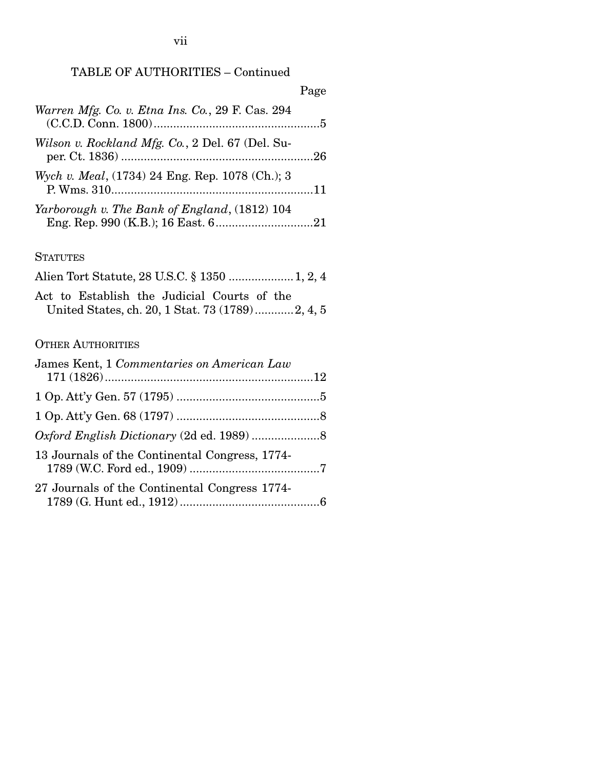TABLE OF AUTHORITIES – Continued

Page

*Warren Mfg. Co. v. Etna Ins. Co.*, 29 F. Cas. 294 (C.C.D. Conn. 1800) ....................................................5

*Wilson v. Rockland Mfg. Co.*, 2 Del. 67 (Del. Super. Ct. 1836) ...........................................................26

*Wych v. Meal*, (1734) 24 Eng. Rep. 1078 (Ch.); 3 P. Wms. 310..............................................................11

*Yarborough v. The Bank of England*, (1812) 104 Eng. Rep. 990 (K.B.); 16 East. 6..............................21

STATUTES

Alien Tort Statute, 28 U.S.C. § 1350 ....................1, 2, 4

Act to Establish the Judicial Courts of the United States, ch. 20, 1 Stat. 73 (1789)............2, 4, 5

OTHER AUTHORITIES

James Kent, 1 *Commentaries on American Law* 171 (1826).................................................................12

1 Op. Att'y Gen. 57 (1795) ............................................5

1 Op. Att'y Gen. 68 (1797) ............................................8

*Oxford English Dictionary* (2d ed. 1989) .....................8

13 Journals of the Continental Congress, 1774-1789 (W.C. Ford ed., 1909) ........................................7

27 Journals of the Continental Congress 1774-1789 (G. Hunt ed., 1912)...........................................6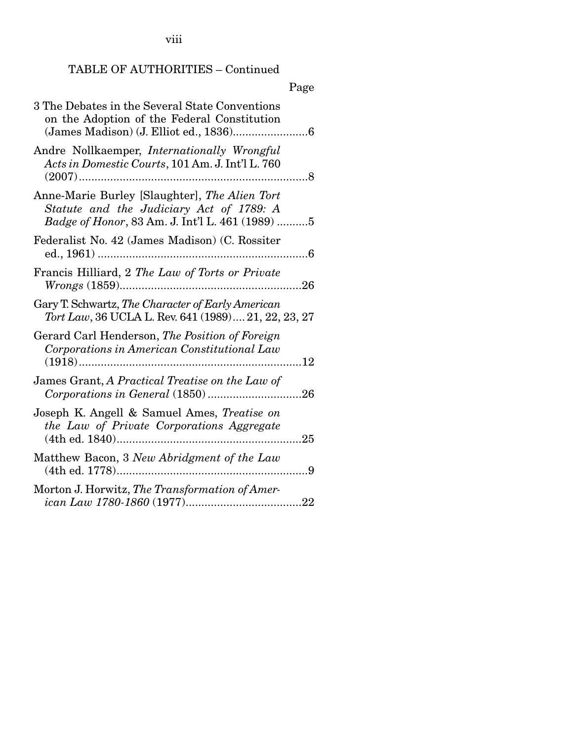TABLE OF AUTHORITIES – Continued

Page

3 The Debates in the Several State Conventions on the Adoption of the Federal Constitution (James Madison) (J. Elliot ed., 1836)........................6

Andre Nollkaemper, *Internationally Wrongful Acts in Domestic Courts*, 101 Am. J. Int'l L. 760 (2007).........................................................................8

Anne-Marie Burley [Slaughter], *The Alien Tort Statute and the Judiciary Act of 1789: A Badge of Honor*, 83 Am. J. Int'l L. 461 (1989) ..........5

Federalist No. 42 (James Madison) (C. Rossiter ed., 1961) ...................................................................6

Francis Hilliard, 2 *The Law of Torts or Private Wrongs* (1859)..........................................................26

Gary T. Schwartz, *The Character of Early American Tort Law*, 36 UCLA L. Rev. 641 (1989).... 21, 22, 23, 27

Gerard Carl Henderson, *The Position of Foreign Corporations in American Constitutional Law* (1918).......................................................................12

James Grant, *A Practical Treatise on the Law of Corporations in General* (1850) ..............................26

Joseph K. Angell & Samuel Ames, *Treatise on the Law of Private Corporations Aggregate* (4th ed. 1840)...........................................................25

Matthew Bacon, 3 *New Abridgment of the Law* (4th ed. 1778).............................................................9

Morton J. Horwitz, *The Transformation of American Law 1780-1860* (1977).....................................22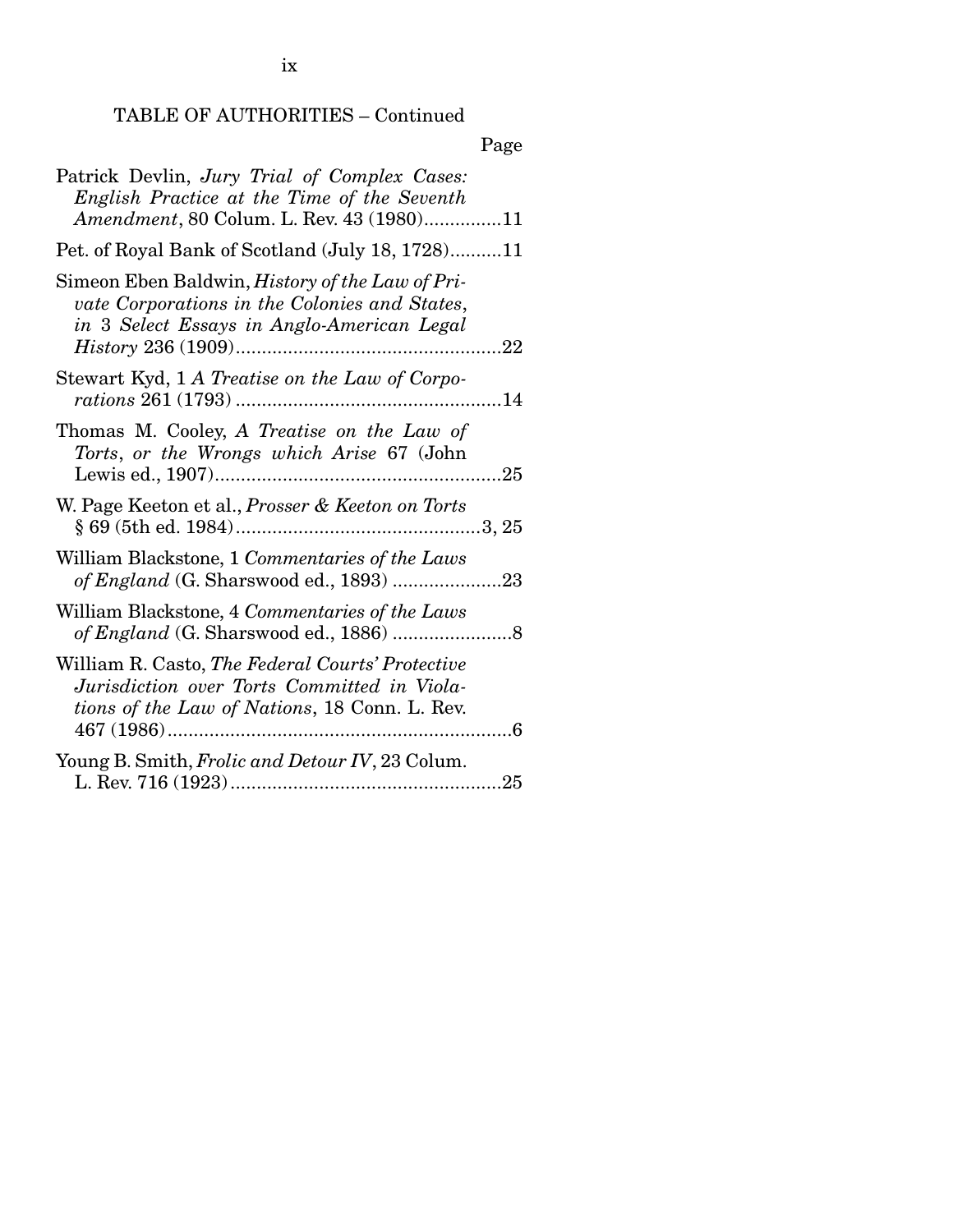TABLE OF AUTHORITIES – Continued

Page

Patrick Devlin, *Jury Trial of Complex Cases: English Practice at the Time of the Seventh Amendment*, 80 Colum. L. Rev. 43 (1980)...............11

Pet. of Royal Bank of Scotland (July 18, 1728)..........11

Simeon Eben Baldwin, *History of the Law of Private Corporations in the Colonies and States*, *in* 3 *Select Essays in Anglo-American Legal History* 236 (1909)...................................................22

Stewart Kyd, 1 *A Treatise on the Law of Corporations* 261 (1793) ...................................................14

Thomas M. Cooley, *A Treatise on the Law of Torts, or the Wrongs which Arise* 67 (John Lewis ed., 1907).......................................................25

W. Page Keeton et al., *Prosser & Keeton on Torts* § 69 (5th ed. 1984)...............................................3, 25

William Blackstone, 1 *Commentaries of the Laws of England* (G. Sharswood ed., 1893) .....................23

William Blackstone, 4 *Commentaries of the Laws of England* (G. Sharswood ed., 1886) .......................8

William R. Casto, *The Federal Courts' Protective Jurisdiction over Torts Committed in Violations of the Law of Nations*, 18 Conn. L. Rev. 467 (1986)..................................................................6

Young B. Smith, *Frolic and Detour IV*, 23 Colum. L. Rev. 716 (1923)....................................................25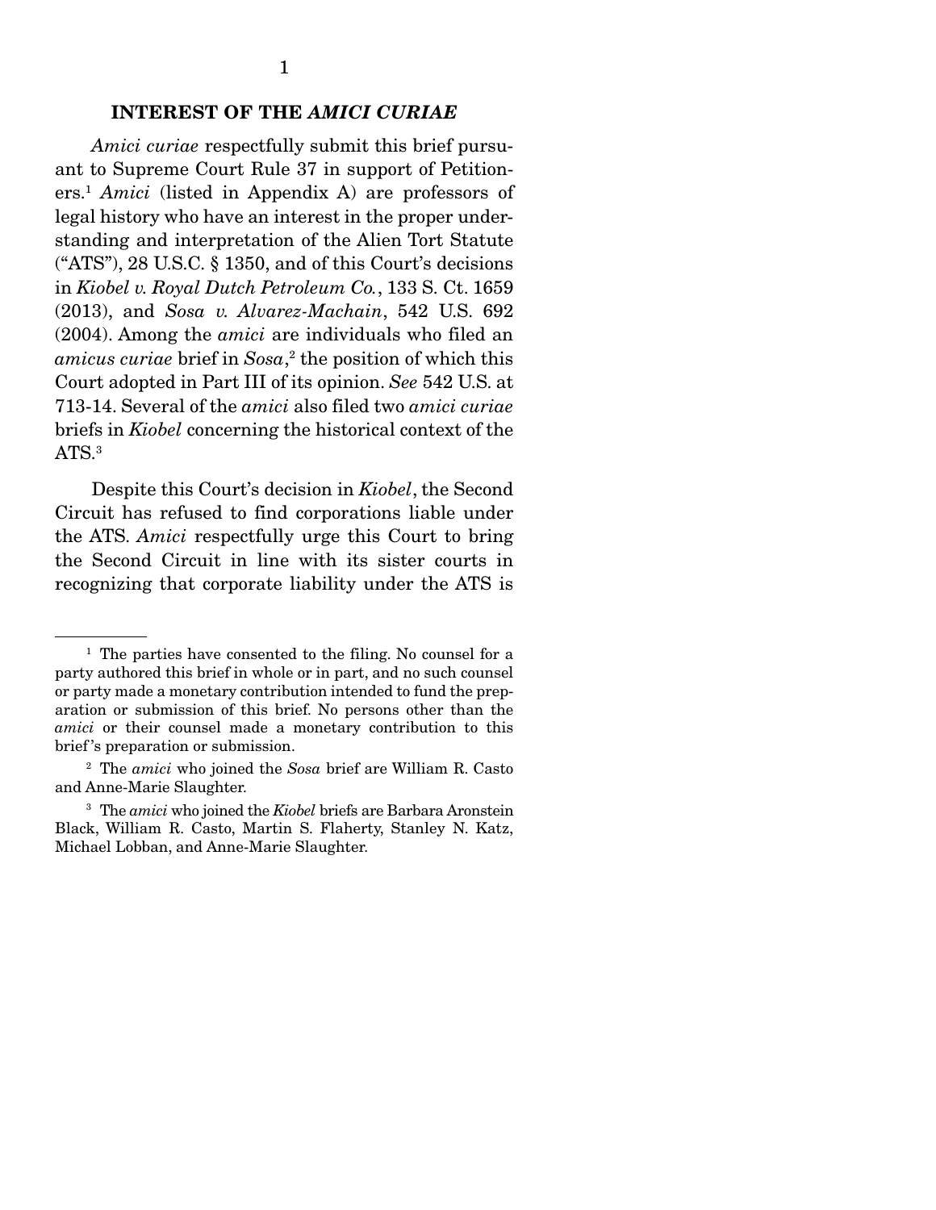## INTEREST OF THE *AMICI CURIAE*

*Amici curiae* respectfully submit this brief pursuant to Supreme Court Rule 37 in support of Petitioners.[1] *Amici* (listed in Appendix A) are professors of legal history who have an interest in the proper understanding and interpretation of the Alien Tort Statute ("ATS"), 28 U.S.C. § 1350, and of this Court's decisions in *Kiobel v. Royal Dutch Petroleum Co.*, 133 S. Ct. 1659 (2013), and *Sosa v. Alvarez-Machain*, 542 U.S. 692 (2004). Among the *amici* are individuals who filed an *amicus curiae* brief in *Sosa*,[2] the position of which this Court adopted in Part III of its opinion. *See* 542 U.S. at 713-14. Several of the *amici* also filed two *amici curiae* briefs in *Kiobel* concerning the historical context of the ATS.[3]

Despite this Court's decision in *Kiobel*, the Second Circuit has refused to find corporations liable under the ATS. *Amici* respectfully urge this Court to bring the Second Circuit in line with its sister courts in recognizing that corporate liability under the ATS is

---

[1] The parties have consented to the filing. No counsel for a party authored this brief in whole or in part, and no such counsel or party made a monetary contribution intended to fund the preparation or submission of this brief. No persons other than the *amici* or their counsel made a monetary contribution to this brief's preparation or submission.

[2] The *amici* who joined the *Sosa* brief are William R. Casto and Anne-Marie Slaughter.

[3] The *amici* who joined the *Kiobel* briefs are Barbara Aronstein Black, William R. Casto, Martin S. Flaherty, Stanley N. Katz, Michael Lobban, and Anne-Marie Slaughter.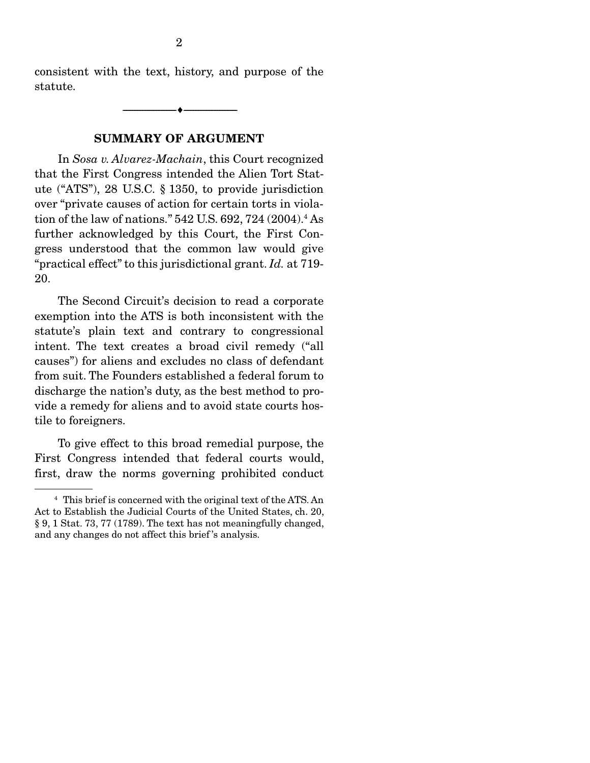consistent with the text, history, and purpose of the statute.

---

## SUMMARY OF ARGUMENT

In *Sosa v. Alvarez-Machain*, this Court recognized that the First Congress intended the Alien Tort Statute ("ATS"), 28 U.S.C. § 1350, to provide jurisdiction over "private causes of action for certain torts in violation of the law of nations." 542 U.S. 692, 724 (2004).[4] As further acknowledged by this Court, the First Congress understood that the common law would give "practical effect" to this jurisdictional grant. *Id.* at 719-20.

The Second Circuit's decision to read a corporate exemption into the ATS is both inconsistent with the statute's plain text and contrary to congressional intent. The text creates a broad civil remedy ("all causes") for aliens and excludes no class of defendant from suit. The Founders established a federal forum to discharge the nation's duty, as the best method to provide a remedy for aliens and to avoid state courts hostile to foreigners.

To give effect to this broad remedial purpose, the First Congress intended that federal courts would, first, draw the norms governing prohibited conduct

---

[4] This brief is concerned with the original text of the ATS. An Act to Establish the Judicial Courts of the United States, ch. 20, § 9, 1 Stat. 73, 77 (1789). The text has not meaningfully changed, and any changes do not affect this brief's analysis.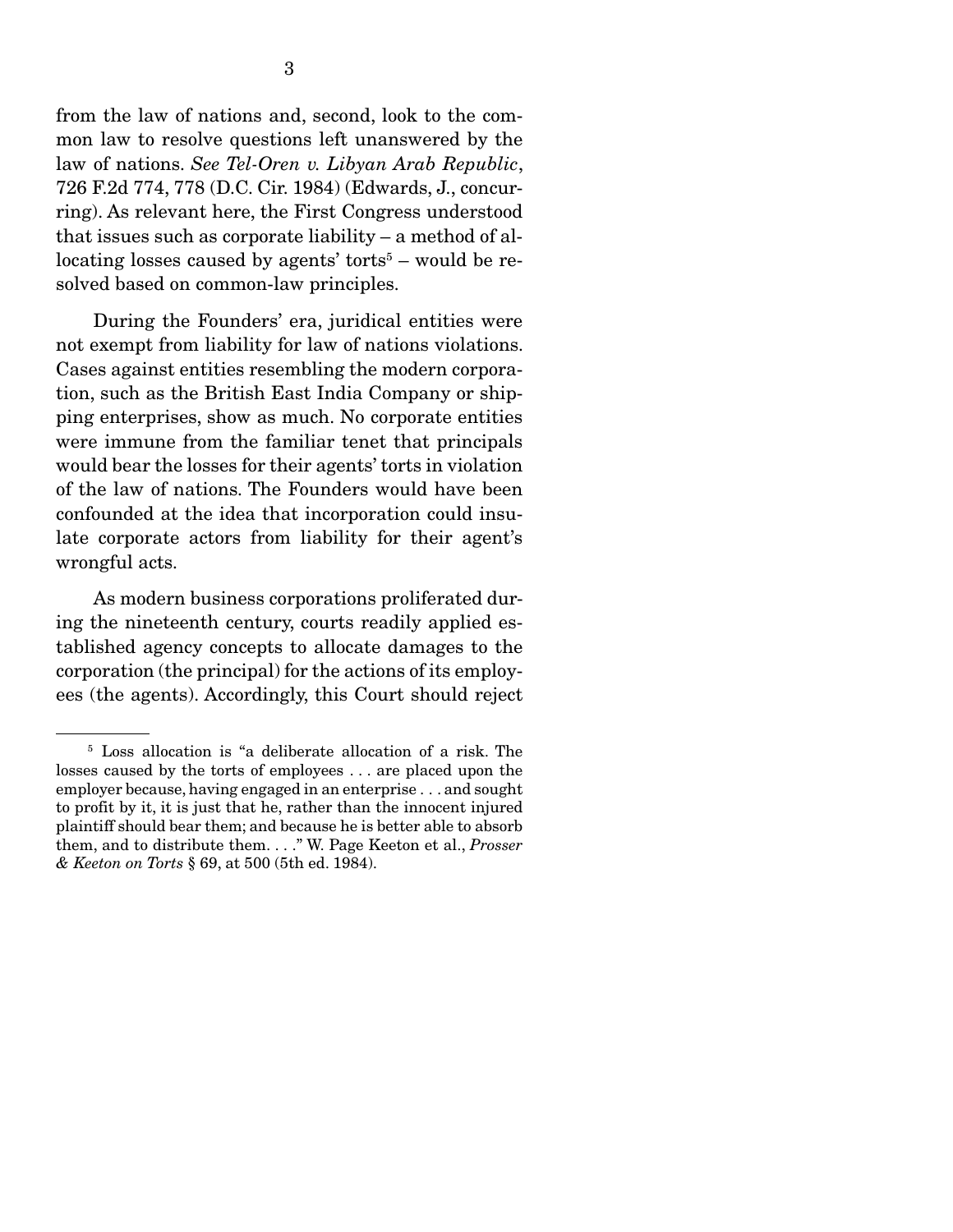from the law of nations and, second, look to the common law to resolve questions left unanswered by the law of nations. *See Tel-Oren v. Libyan Arab Republic*, 726 F.2d 774, 778 (D.C. Cir. 1984) (Edwards, J., concurring). As relevant here, the First Congress understood that issues such as corporate liability – a method of allocating losses caused by agents' torts[5] – would be resolved based on common-law principles.

During the Founders' era, juridical entities were not exempt from liability for law of nations violations. Cases against entities resembling the modern corporation, such as the British East India Company or shipping enterprises, show as much. No corporate entities were immune from the familiar tenet that principals would bear the losses for their agents' torts in violation of the law of nations. The Founders would have been confounded at the idea that incorporation could insulate corporate actors from liability for their agent's wrongful acts.

As modern business corporations proliferated during the nineteenth century, courts readily applied established agency concepts to allocate damages to the corporation (the principal) for the actions of its employees (the agents). Accordingly, this Court should reject

---

[5] Loss allocation is "a deliberate allocation of a risk. The losses caused by the torts of employees . . . are placed upon the employer because, having engaged in an enterprise . . . and sought to profit by it, it is just that he, rather than the innocent injured plaintiff should bear them; and because he is better able to absorb them, and to distribute them. . . ." W. Page Keeton et al., *Prosser & Keeton on Torts* § 69, at 500 (5th ed. 1984).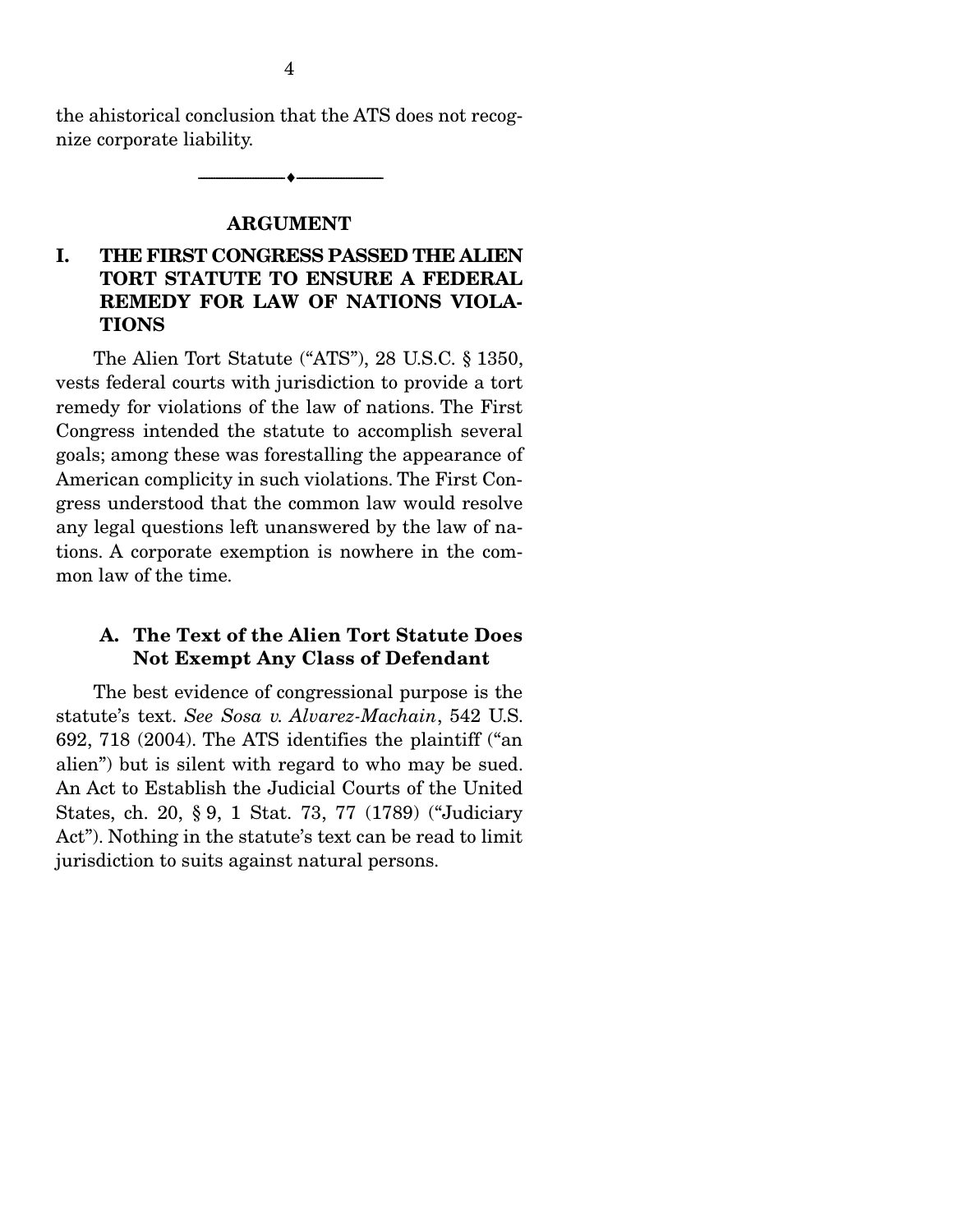the ahistorical conclusion that the ATS does not recognize corporate liability.

---

## ARGUMENT

### I. THE FIRST CONGRESS PASSED THE ALIEN TORT STATUTE TO ENSURE A FEDERAL REMEDY FOR LAW OF NATIONS VIOLATIONS

The Alien Tort Statute ("ATS"), 28 U.S.C. § 1350, vests federal courts with jurisdiction to provide a tort remedy for violations of the law of nations. The First Congress intended the statute to accomplish several goals; among these was forestalling the appearance of American complicity in such violations. The First Congress understood that the common law would resolve any legal questions left unanswered by the law of nations. A corporate exemption is nowhere in the common law of the time.

#### A. The Text of the Alien Tort Statute Does Not Exempt Any Class of Defendant

The best evidence of congressional purpose is the statute's text. *See Sosa v. Alvarez-Machain*, 542 U.S. 692, 718 (2004). The ATS identifies the plaintiff ("an alien") but is silent with regard to who may be sued. An Act to Establish the Judicial Courts of the United States, ch. 20, § 9, 1 Stat. 73, 77 (1789) ("Judiciary Act"). Nothing in the statute's text can be read to limit jurisdiction to suits against natural persons.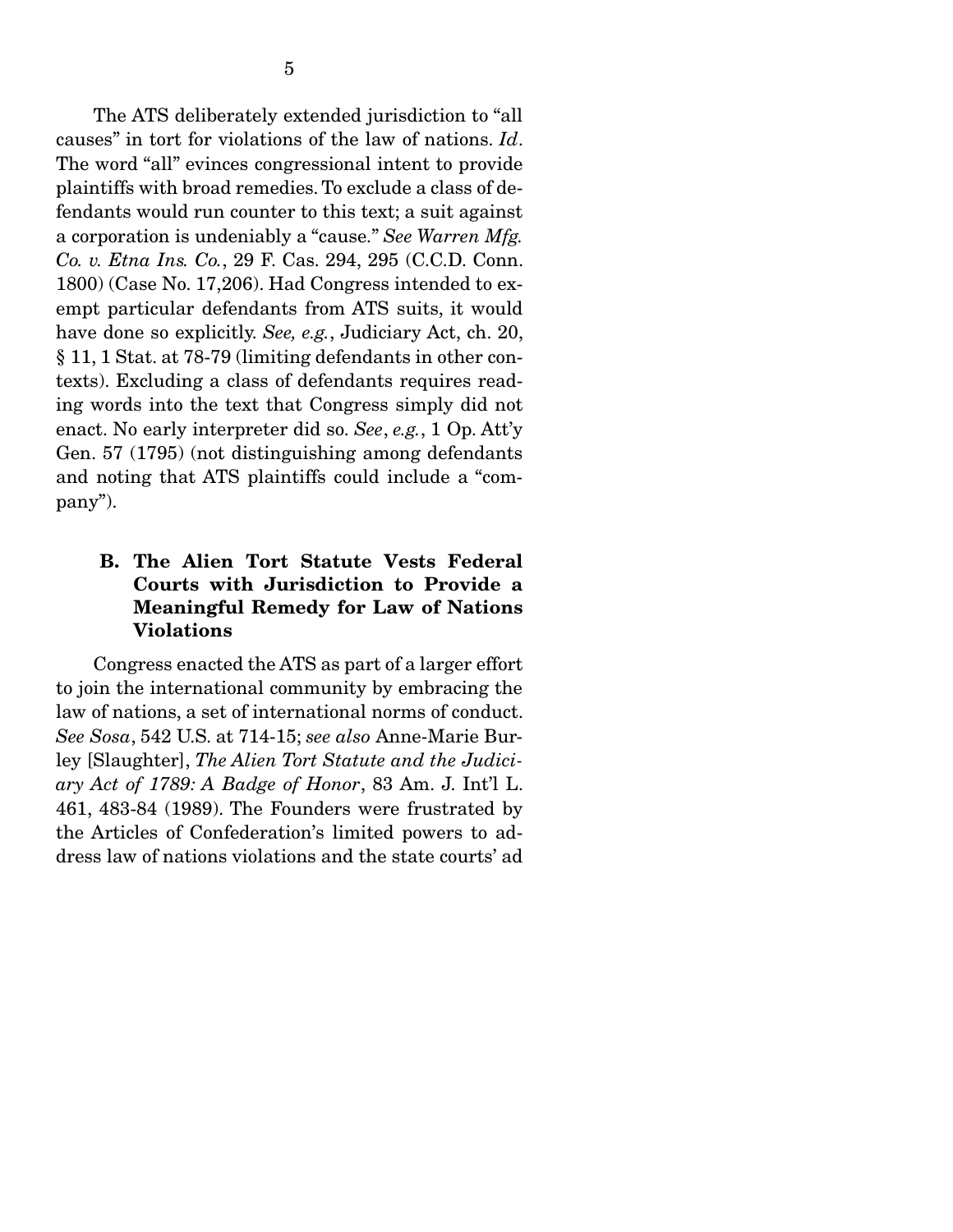The ATS deliberately extended jurisdiction to "all causes" in tort for violations of the law of nations. *Id*. The word "all" evinces congressional intent to provide plaintiffs with broad remedies. To exclude a class of defendants would run counter to this text; a suit against a corporation is undeniably a "cause." *See Warren Mfg. Co. v. Etna Ins. Co.*, 29 F. Cas. 294, 295 (C.C.D. Conn. 1800) (Case No. 17,206). Had Congress intended to exempt particular defendants from ATS suits, it would have done so explicitly. *See, e.g.*, Judiciary Act, ch. 20, § 11, 1 Stat. at 78-79 (limiting defendants in other contexts). Excluding a class of defendants requires reading words into the text that Congress simply did not enact. No early interpreter did so. *See*, *e.g.*, 1 Op. Att'y Gen. 57 (1795) (not distinguishing among defendants and noting that ATS plaintiffs could include a "company").

### B. The Alien Tort Statute Vests Federal Courts with Jurisdiction to Provide a Meaningful Remedy for Law of Nations Violations

Congress enacted the ATS as part of a larger effort to join the international community by embracing the law of nations, a set of international norms of conduct. *See Sosa*, 542 U.S. at 714-15; *see also* Anne-Marie Burley [Slaughter], *The Alien Tort Statute and the Judiciary Act of 1789: A Badge of Honor*, 83 Am. J. Int'l L. 461, 483-84 (1989). The Founders were frustrated by the Articles of Confederation's limited powers to address law of nations violations and the state courts' ad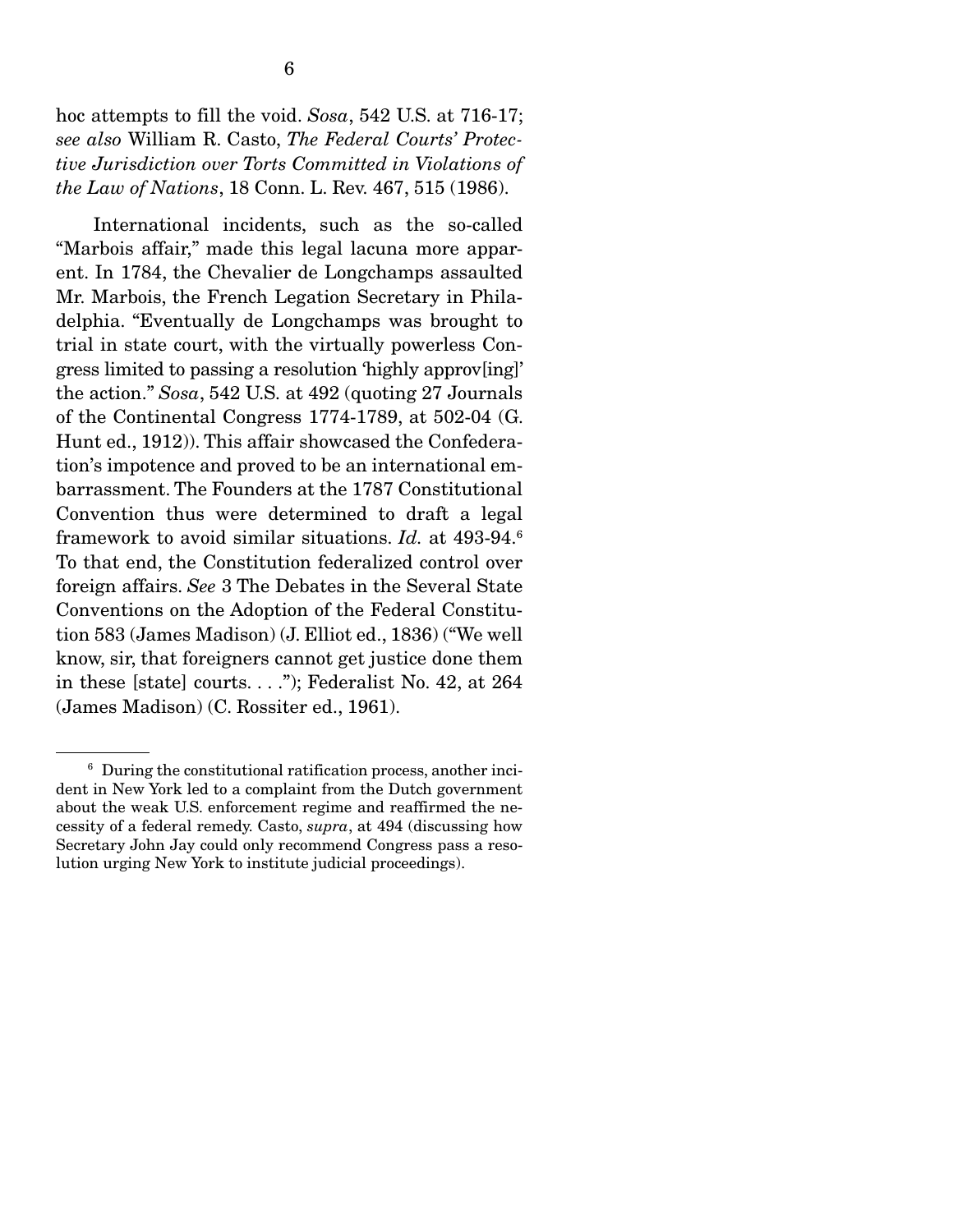hoc attempts to fill the void. *Sosa*, 542 U.S. at 716-17; *see also* William R. Casto, *The Federal Courts' Protective Jurisdiction over Torts Committed in Violations of the Law of Nations*, 18 Conn. L. Rev. 467, 515 (1986).

International incidents, such as the so-called "Marbois affair," made this legal lacuna more apparent. In 1784, the Chevalier de Longchamps assaulted Mr. Marbois, the French Legation Secretary in Philadelphia. "Eventually de Longchamps was brought to trial in state court, with the virtually powerless Congress limited to passing a resolution 'highly approv[ing]' the action." *Sosa*, 542 U.S. at 492 (quoting 27 Journals of the Continental Congress 1774-1789, at 502-04 (G. Hunt ed., 1912)). This affair showcased the Confederation's impotence and proved to be an international embarrassment. The Founders at the 1787 Constitutional Convention thus were determined to draft a legal framework to avoid similar situations. *Id.* at 493-94.[6] To that end, the Constitution federalized control over foreign affairs. *See* 3 The Debates in the Several State Conventions on the Adoption of the Federal Constitution 583 (James Madison) (J. Elliot ed., 1836) ("We well know, sir, that foreigners cannot get justice done them in these [state] courts. . . ."); Federalist No. 42, at 264 (James Madison) (C. Rossiter ed., 1961).

---

[6] During the constitutional ratification process, another incident in New York led to a complaint from the Dutch government about the weak U.S. enforcement regime and reaffirmed the necessity of a federal remedy. Casto, *supra*, at 494 (discussing how Secretary John Jay could only recommend Congress pass a resolution urging New York to institute judicial proceedings).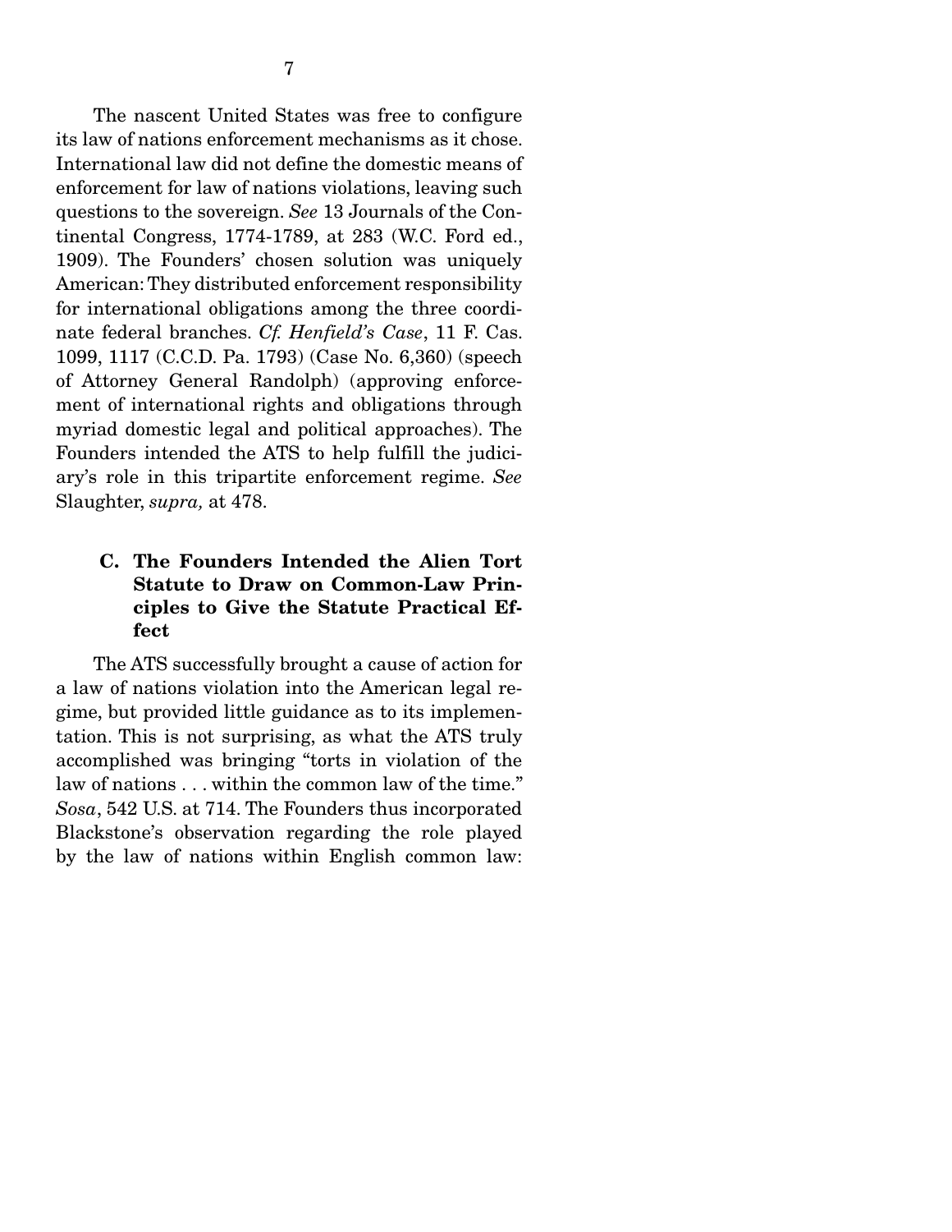The nascent United States was free to configure its law of nations enforcement mechanisms as it chose. International law did not define the domestic means of enforcement for law of nations violations, leaving such questions to the sovereign. *See* 13 Journals of the Continental Congress, 1774-1789, at 283 (W.C. Ford ed., 1909). The Founders' chosen solution was uniquely American: They distributed enforcement responsibility for international obligations among the three coordinate federal branches. *Cf. Henfield's Case*, 11 F. Cas. 1099, 1117 (C.C.D. Pa. 1793) (Case No. 6,360) (speech of Attorney General Randolph) (approving enforcement of international rights and obligations through myriad domestic legal and political approaches). The Founders intended the ATS to help fulfill the judiciary's role in this tripartite enforcement regime. *See* Slaughter, *supra,* at 478.

### C. The Founders Intended the Alien Tort Statute to Draw on Common-Law Principles to Give the Statute Practical Effect

The ATS successfully brought a cause of action for a law of nations violation into the American legal regime, but provided little guidance as to its implementation. This is not surprising, as what the ATS truly accomplished was bringing "torts in violation of the law of nations . . . within the common law of the time." *Sosa*, 542 U.S. at 714. The Founders thus incorporated Blackstone's observation regarding the role played by the law of nations within English common law: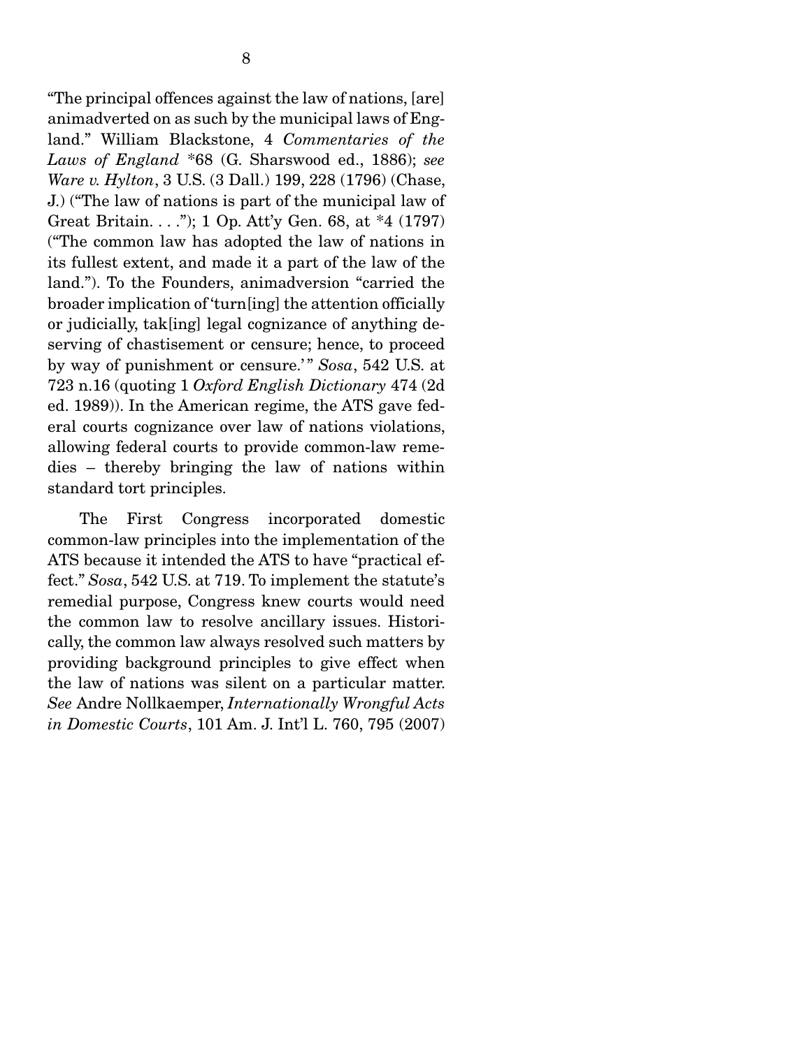"The principal offences against the law of nations, [are] animadverted on as such by the municipal laws of England." William Blackstone, 4 *Commentaries of the Laws of England* *68 (G. Sharswood ed., 1886); *see Ware v. Hylton*, 3 U.S. (3 Dall.) 199, 228 (1796) (Chase, J.) ("The law of nations is part of the municipal law of Great Britain. . . ."); 1 Op. Att'y Gen. 68, at *4 (1797) ("The common law has adopted the law of nations in its fullest extent, and made it a part of the law of the land."). To the Founders, animadversion "carried the broader implication of 'turn[ing] the attention officially or judicially, tak[ing] legal cognizance of anything deserving of chastisement or censure; hence, to proceed by way of punishment or censure.'" *Sosa*, 542 U.S. at 723 n.16 (quoting 1 *Oxford English Dictionary* 474 (2d ed. 1989)). In the American regime, the ATS gave federal courts cognizance over law of nations violations, allowing federal courts to provide common-law remedies – thereby bringing the law of nations within standard tort principles.

The First Congress incorporated domestic common-law principles into the implementation of the ATS because it intended the ATS to have "practical effect." *Sosa*, 542 U.S. at 719. To implement the statute's remedial purpose, Congress knew courts would need the common law to resolve ancillary issues. Historically, the common law always resolved such matters by providing background principles to give effect when the law of nations was silent on a particular matter. *See* Andre Nollkaemper, *Internationally Wrongful Acts in Domestic Courts*, 101 Am. J. Int'l L. 760, 795 (2007)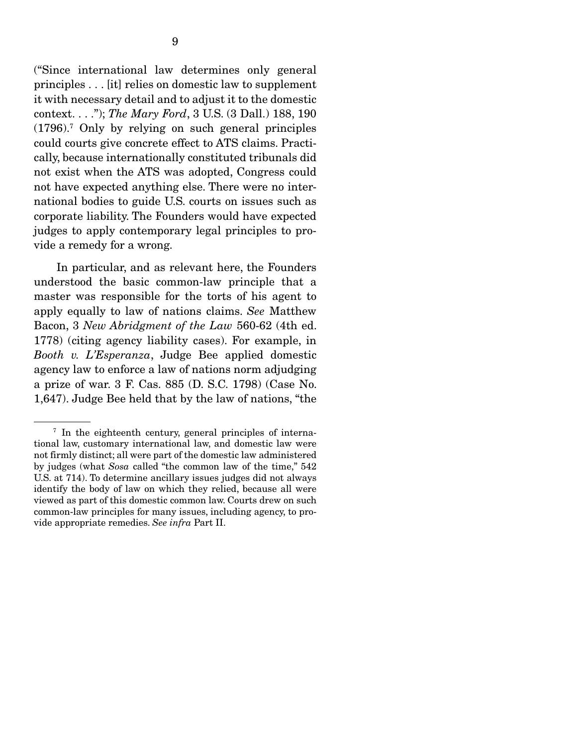("Since international law determines only general principles . . . [it] relies on domestic law to supplement it with necessary detail and to adjust it to the domestic context. . . ."); *The Mary Ford*, 3 U.S. (3 Dall.) 188, 190 (1796).[7] Only by relying on such general principles could courts give concrete effect to ATS claims. Practically, because internationally constituted tribunals did not exist when the ATS was adopted, Congress could not have expected anything else. There were no international bodies to guide U.S. courts on issues such as corporate liability. The Founders would have expected judges to apply contemporary legal principles to provide a remedy for a wrong.

In particular, and as relevant here, the Founders understood the basic common-law principle that a master was responsible for the torts of his agent to apply equally to law of nations claims. *See* Matthew Bacon, 3 *New Abridgment of the Law* 560-62 (4th ed. 1778) (citing agency liability cases). For example, in *Booth v. L'Esperanza*, Judge Bee applied domestic agency law to enforce a law of nations norm adjudging a prize of war. 3 F. Cas. 885 (D. S.C. 1798) (Case No. 1,647). Judge Bee held that by the law of nations, "the

---

[7] In the eighteenth century, general principles of international law, customary international law, and domestic law were not firmly distinct; all were part of the domestic law administered by judges (what *Sosa* called "the common law of the time," 542 U.S. at 714). To determine ancillary issues judges did not always identify the body of law on which they relied, because all were viewed as part of this domestic common law. Courts drew on such common-law principles for many issues, including agency, to provide appropriate remedies. *See infra* Part II.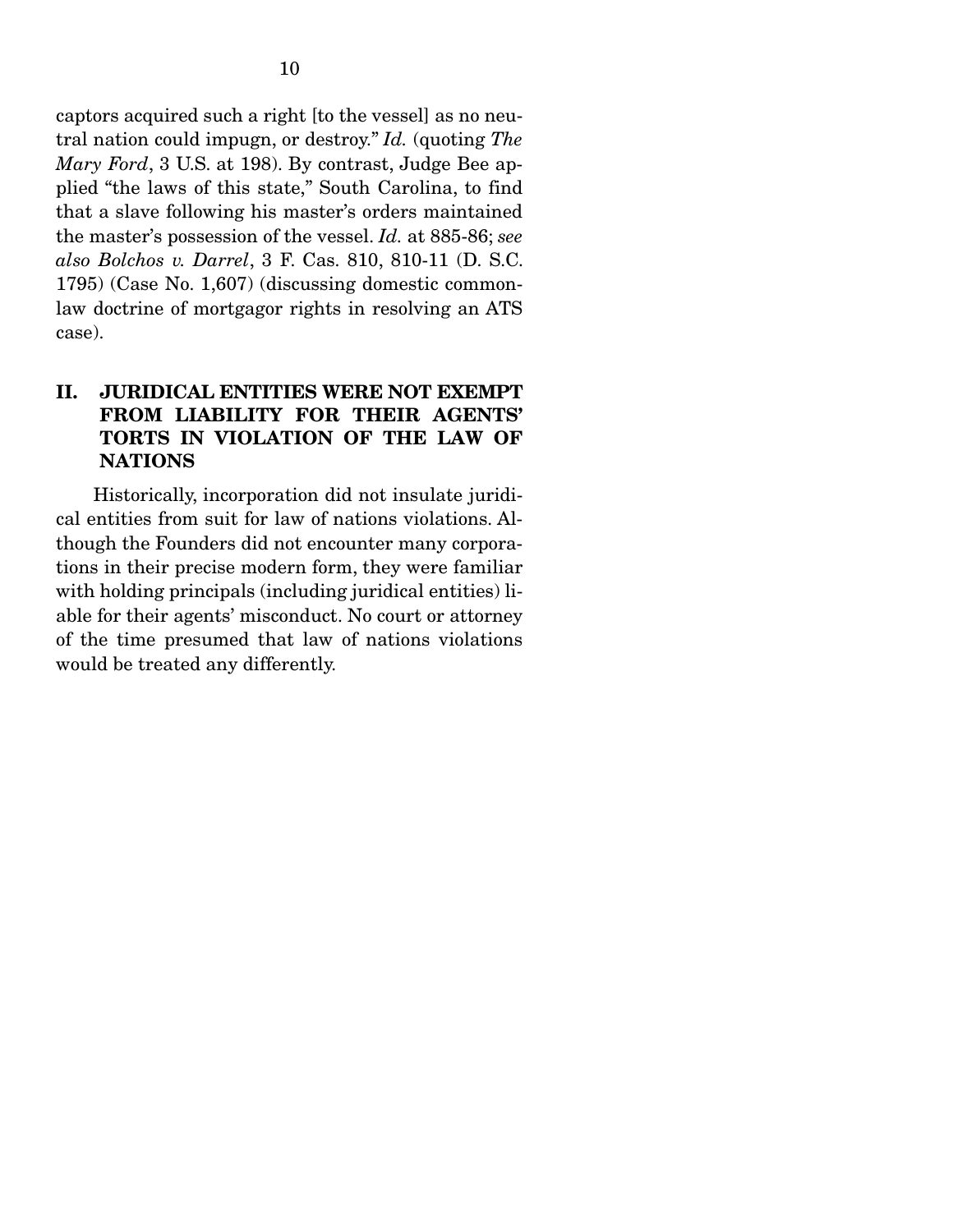captors acquired such a right [to the vessel] as no neutral nation could impugn, or destroy." *Id.* (quoting *The Mary Ford*, 3 U.S. at 198). By contrast, Judge Bee applied "the laws of this state," South Carolina, to find that a slave following his master's orders maintained the master's possession of the vessel. *Id.* at 885-86; *see also Bolchos v. Darrel*, 3 F. Cas. 810, 810-11 (D. S.C. 1795) (Case No. 1,607) (discussing domestic common-law doctrine of mortgagor rights in resolving an ATS case).

## II. JURIDICAL ENTITIES WERE NOT EXEMPT FROM LIABILITY FOR THEIR AGENTS' TORTS IN VIOLATION OF THE LAW OF NATIONS

Historically, incorporation did not insulate juridical entities from suit for law of nations violations. Although the Founders did not encounter many corporations in their precise modern form, they were familiar with holding principals (including juridical entities) liable for their agents' misconduct. No court or attorney of the time presumed that law of nations violations would be treated any differently.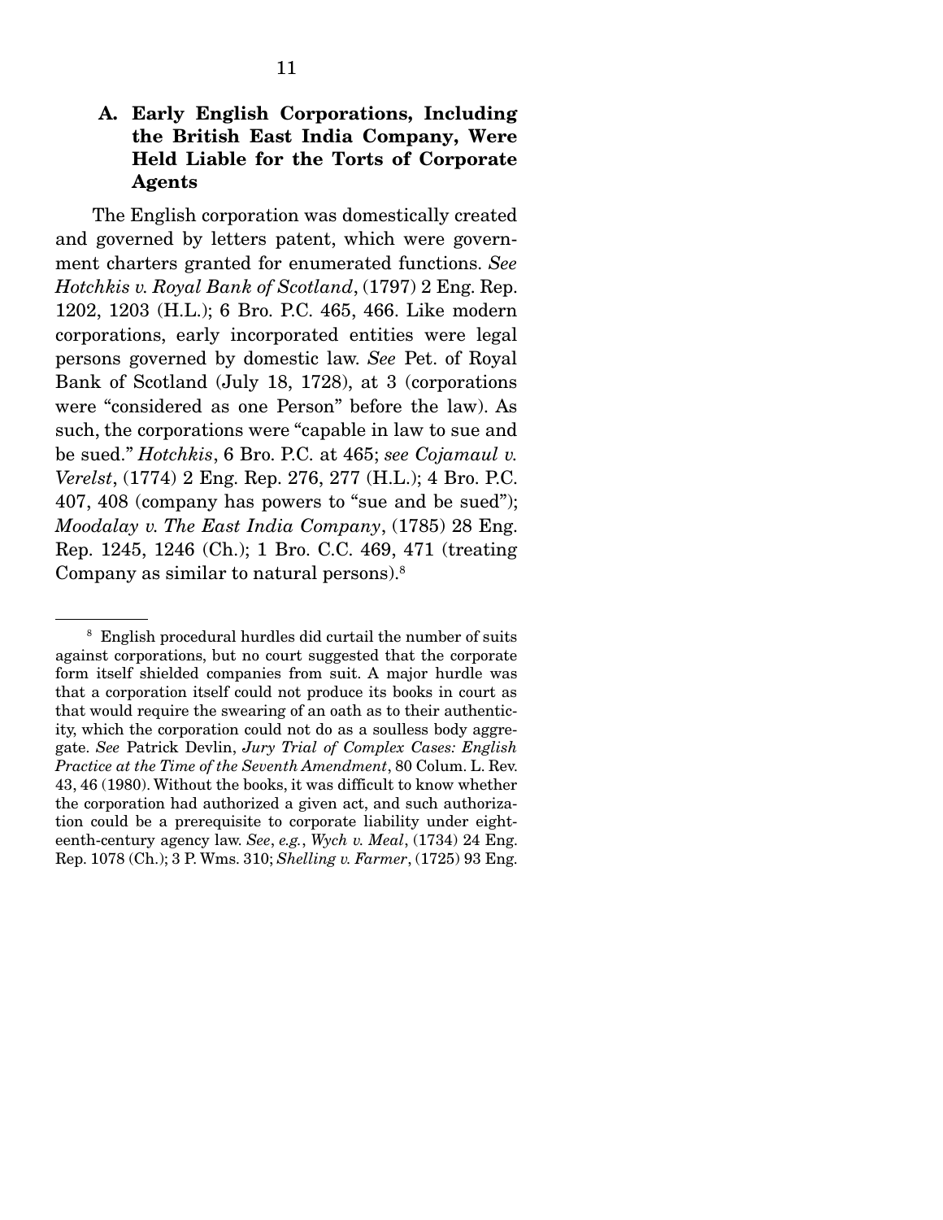### A. Early English Corporations, Including the British East India Company, Were Held Liable for the Torts of Corporate Agents

The English corporation was domestically created and governed by letters patent, which were government charters granted for enumerated functions. *See Hotchkis v. Royal Bank of Scotland*, (1797) 2 Eng. Rep. 1202, 1203 (H.L.); 6 Bro. P.C. 465, 466. Like modern corporations, early incorporated entities were legal persons governed by domestic law. *See* Pet. of Royal Bank of Scotland (July 18, 1728), at 3 (corporations were "considered as one Person" before the law). As such, the corporations were "capable in law to sue and be sued." *Hotchkis*, 6 Bro. P.C. at 465; *see Cojamaul v. Verelst*, (1774) 2 Eng. Rep. 276, 277 (H.L.); 4 Bro. P.C. 407, 408 (company has powers to "sue and be sued"); *Moodalay v. The East India Company*, (1785) 28 Eng. Rep. 1245, 1246 (Ch.); 1 Bro. C.C. 469, 471 (treating Company as similar to natural persons).[8]

---

[8] English procedural hurdles did curtail the number of suits against corporations, but no court suggested that the corporate form itself shielded companies from suit. A major hurdle was that a corporation itself could not produce its books in court as that would require the swearing of an oath as to their authenticity, which the corporation could not do as a soulless body aggregate. *See* Patrick Devlin, *Jury Trial of Complex Cases: English Practice at the Time of the Seventh Amendment*, 80 Colum. L. Rev. 43, 46 (1980). Without the books, it was difficult to know whether the corporation had authorized a given act, and such authorization could be a prerequisite to corporate liability under eighteenth-century agency law. *See*, *e.g.*, *Wych v. Meal*, (1734) 24 Eng. Rep. 1078 (Ch.); 3 P. Wms. 310; *Shelling v. Farmer*, (1725) 93 Eng.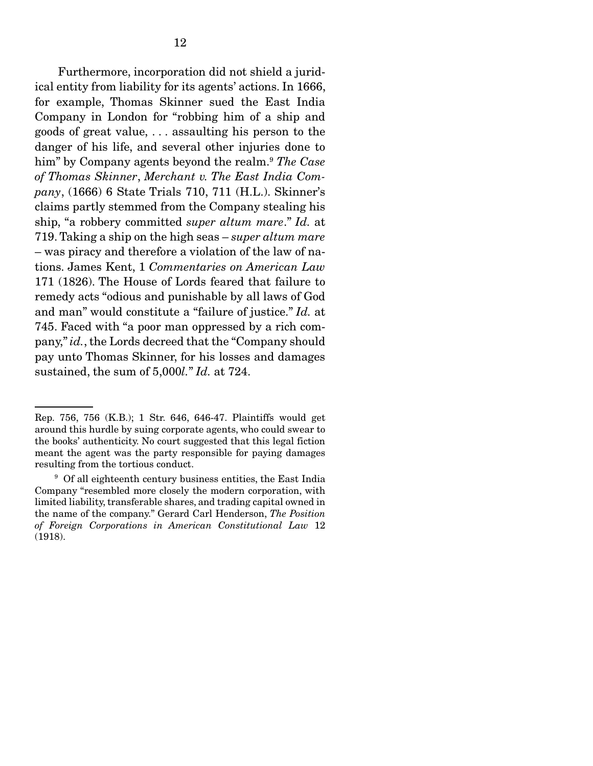Furthermore, incorporation did not shield a juridical entity from liability for its agents' actions. In 1666, for example, Thomas Skinner sued the East India Company in London for "robbing him of a ship and goods of great value, . . . assaulting his person to the danger of his life, and several other injuries done to him" by Company agents beyond the realm.[9] *The Case of Thomas Skinner*, *Merchant v. The East India Company*, (1666) 6 State Trials 710, 711 (H.L.). Skinner's claims partly stemmed from the Company stealing his ship, "a robbery committed *super altum mare*." *Id.* at 719. Taking a ship on the high seas – *super altum mare* – was piracy and therefore a violation of the law of nations. James Kent, 1 *Commentaries on American Law* 171 (1826). The House of Lords feared that failure to remedy acts "odious and punishable by all laws of God and man" would constitute a "failure of justice." *Id.* at 745. Faced with "a poor man oppressed by a rich company," *id.*, the Lords decreed that the "Company should pay unto Thomas Skinner, for his losses and damages sustained, the sum of 5,000*l*." *Id.* at 724.

---

Rep. 756, 756 (K.B.); 1 Str. 646, 646-47. Plaintiffs would get around this hurdle by suing corporate agents, who could swear to the books' authenticity. No court suggested that this legal fiction meant the agent was the party responsible for paying damages resulting from the tortious conduct.

[9] Of all eighteenth century business entities, the East India Company "resembled more closely the modern corporation, with limited liability, transferable shares, and trading capital owned in the name of the company." Gerard Carl Henderson, *The Position of Foreign Corporations in American Constitutional Law* 12 (1918).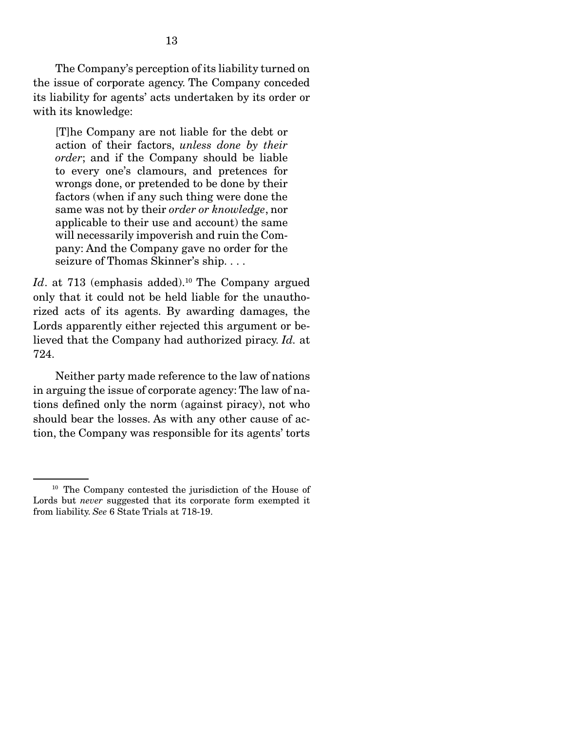The Company's perception of its liability turned on the issue of corporate agency. The Company conceded its liability for agents' acts undertaken by its order or with its knowledge:

> [T]he Company are not liable for the debt or action of their factors, *unless done by their order*; and if the Company should be liable to every one's clamours, and pretences for wrongs done, or pretended to be done by their factors (when if any such thing were done the same was not by their *order or knowledge*, nor applicable to their use and account) the same will necessarily impoverish and ruin the Company: And the Company gave no order for the seizure of Thomas Skinner's ship. . . .

*Id*. at 713 (emphasis added).[10] The Company argued only that it could not be held liable for the unauthorized acts of its agents. By awarding damages, the Lords apparently either rejected this argument or believed that the Company had authorized piracy. *Id.* at 724.

Neither party made reference to the law of nations in arguing the issue of corporate agency: The law of nations defined only the norm (against piracy), not who should bear the losses. As with any other cause of action, the Company was responsible for its agents' torts

---

[10] The Company contested the jurisdiction of the House of Lords but *never* suggested that its corporate form exempted it from liability. *See* 6 State Trials at 718-19.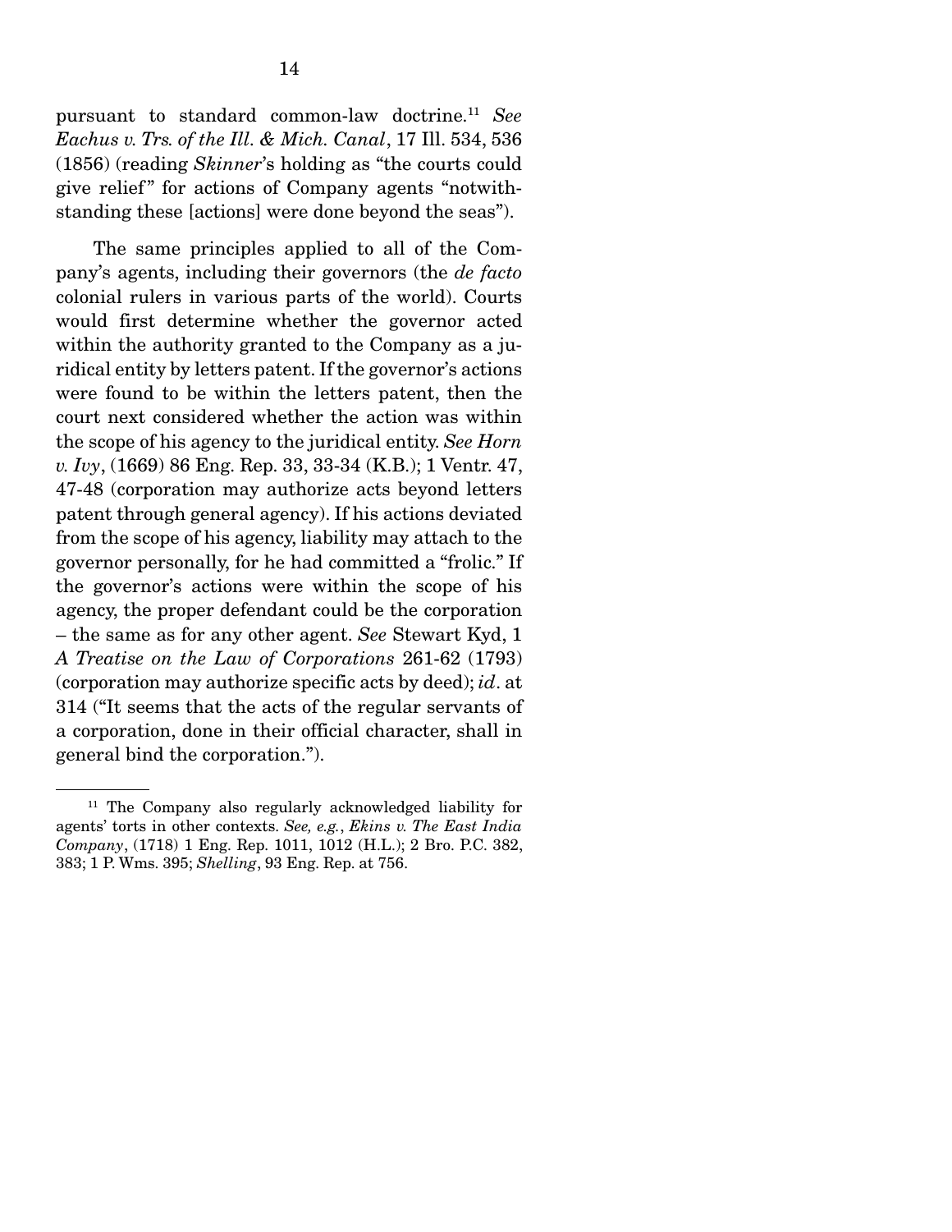pursuant to standard common-law doctrine.[11] *See Eachus v. Trs. of the Ill. & Mich. Canal*, 17 Ill. 534, 536 (1856) (reading *Skinner*'s holding as "the courts could give relief" for actions of Company agents "notwithstanding these [actions] were done beyond the seas").

The same principles applied to all of the Company's agents, including their governors (the *de facto* colonial rulers in various parts of the world). Courts would first determine whether the governor acted within the authority granted to the Company as a juridical entity by letters patent. If the governor's actions were found to be within the letters patent, then the court next considered whether the action was within the scope of his agency to the juridical entity. *See Horn v. Ivy*, (1669) 86 Eng. Rep. 33, 33-34 (K.B.); 1 Ventr. 47, 47-48 (corporation may authorize acts beyond letters patent through general agency). If his actions deviated from the scope of his agency, liability may attach to the governor personally, for he had committed a "frolic." If the governor's actions were within the scope of his agency, the proper defendant could be the corporation – the same as for any other agent. *See* Stewart Kyd, 1 *A Treatise on the Law of Corporations* 261-62 (1793) (corporation may authorize specific acts by deed); *id*. at 314 ("It seems that the acts of the regular servants of a corporation, done in their official character, shall in general bind the corporation.").

---

[11] The Company also regularly acknowledged liability for agents' torts in other contexts. *See, e.g.*, *Ekins v. The East India Company*, (1718) 1 Eng. Rep. 1011, 1012 (H.L.); 2 Bro. P.C. 382, 383; 1 P. Wms. 395; *Shelling*, 93 Eng. Rep. at 756.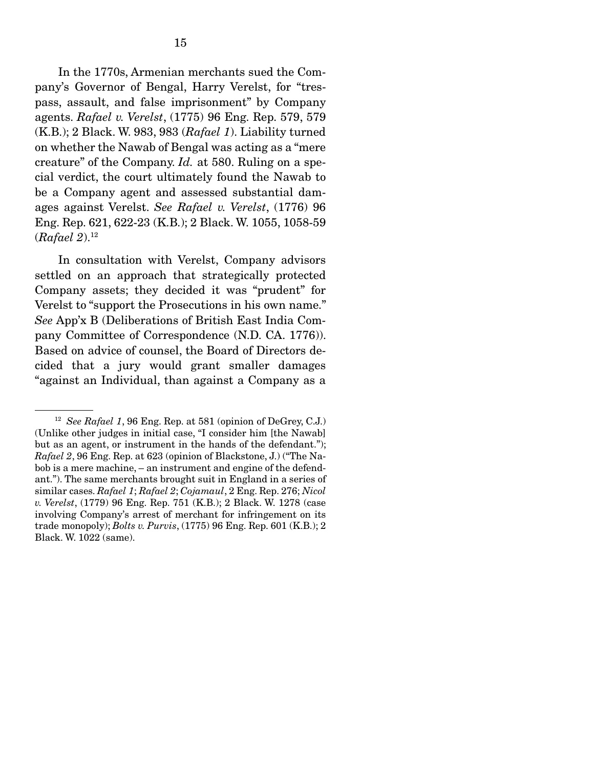In the 1770s, Armenian merchants sued the Company's Governor of Bengal, Harry Verelst, for "trespass, assault, and false imprisonment" by Company agents. *Rafael v. Verelst*, (1775) 96 Eng. Rep. 579, 579 (K.B.); 2 Black. W. 983, 983 (*Rafael 1*). Liability turned on whether the Nawab of Bengal was acting as a "mere creature" of the Company. *Id.* at 580. Ruling on a special verdict, the court ultimately found the Nawab to be a Company agent and assessed substantial damages against Verelst. *See Rafael v. Verelst*, (1776) 96 Eng. Rep. 621, 622-23 (K.B.); 2 Black. W. 1055, 1058-59 (*Rafael 2*).[12]

In consultation with Verelst, Company advisors settled on an approach that strategically protected Company assets; they decided it was "prudent" for Verelst to "support the Prosecutions in his own name." *See* App'x B (Deliberations of British East India Company Committee of Correspondence (N.D. CA. 1776)). Based on advice of counsel, the Board of Directors decided that a jury would grant smaller damages "against an Individual, than against a Company as a

---

[12] *See Rafael 1*, 96 Eng. Rep. at 581 (opinion of DeGrey, C.J.) (Unlike other judges in initial case, "I consider him [the Nawab] but as an agent, or instrument in the hands of the defendant."); *Rafael 2*, 96 Eng. Rep. at 623 (opinion of Blackstone, J.) ("The Nabob is a mere machine, – an instrument and engine of the defendant."). The same merchants brought suit in England in a series of similar cases. *Rafael 1*; *Rafael 2*; *Cojamaul*, 2 Eng. Rep. 276; *Nicol v. Verelst*, (1779) 96 Eng. Rep. 751 (K.B.); 2 Black. W. 1278 (case involving Company's arrest of merchant for infringement on its trade monopoly); *Bolts v. Purvis*, (1775) 96 Eng. Rep. 601 (K.B.); 2 Black. W. 1022 (same).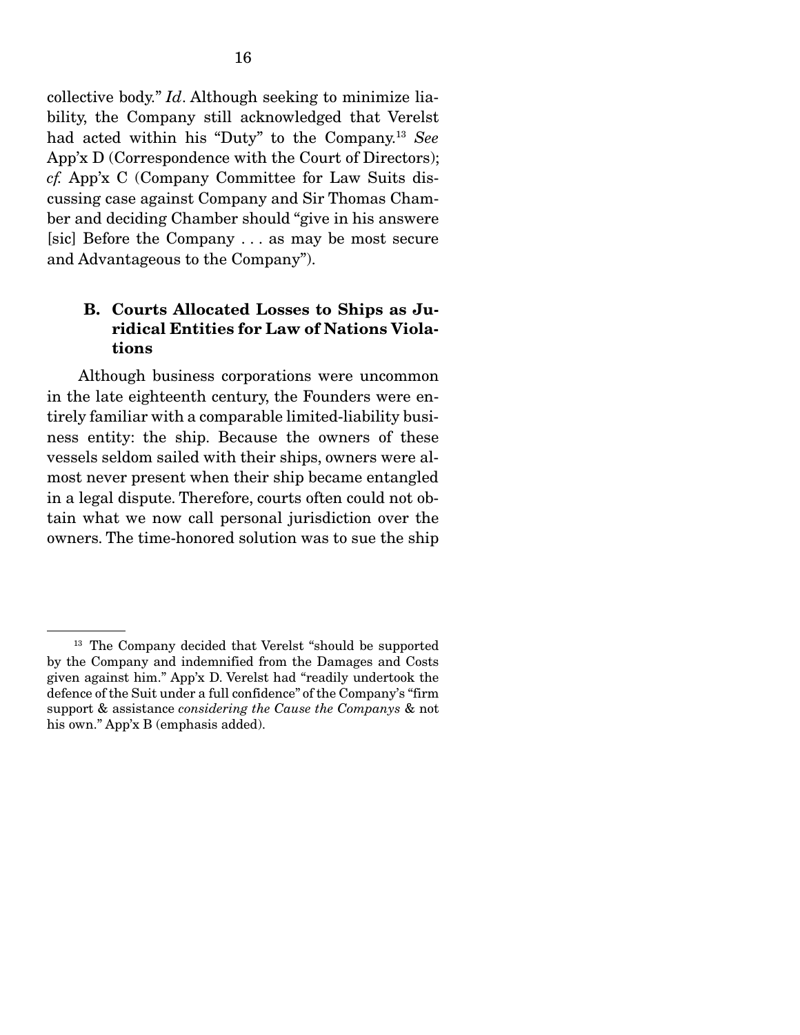collective body." *Id*. Although seeking to minimize liability, the Company still acknowledged that Verelst had acted within his "Duty" to the Company.[13] *See* App'x D (Correspondence with the Court of Directors); *cf.* App'x C (Company Committee for Law Suits discussing case against Company and Sir Thomas Chamber and deciding Chamber should "give in his answere [sic] Before the Company . . . as may be most secure and Advantageous to the Company").

### B. Courts Allocated Losses to Ships as Juridical Entities for Law of Nations Violations

Although business corporations were uncommon in the late eighteenth century, the Founders were entirely familiar with a comparable limited-liability business entity: the ship. Because the owners of these vessels seldom sailed with their ships, owners were almost never present when their ship became entangled in a legal dispute. Therefore, courts often could not obtain what we now call personal jurisdiction over the owners. The time-honored solution was to sue the ship

---

[13] The Company decided that Verelst "should be supported by the Company and indemnified from the Damages and Costs given against him." App'x D. Verelst had "readily undertook the defence of the Suit under a full confidence" of the Company's "firm support & assistance *considering the Cause the Companys* & not his own." App'x B (emphasis added).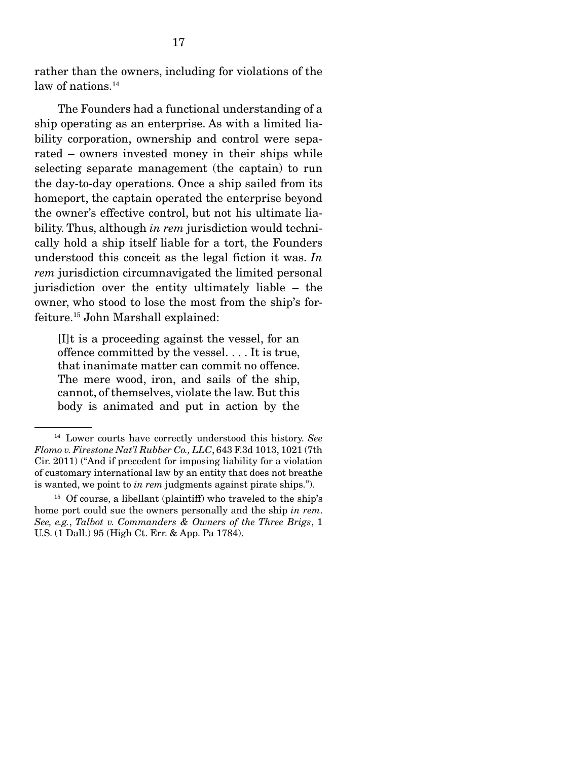rather than the owners, including for violations of the law of nations.[14]

The Founders had a functional understanding of a ship operating as an enterprise. As with a limited liability corporation, ownership and control were separated – owners invested money in their ships while selecting separate management (the captain) to run the day-to-day operations. Once a ship sailed from its homeport, the captain operated the enterprise beyond the owner's effective control, but not his ultimate liability. Thus, although *in rem* jurisdiction would technically hold a ship itself liable for a tort, the Founders understood this conceit as the legal fiction it was. *In rem* jurisdiction circumnavigated the limited personal jurisdiction over the entity ultimately liable – the owner, who stood to lose the most from the ship's forfeiture.[15] John Marshall explained:

> [I]t is a proceeding against the vessel, for an offence committed by the vessel. . . . It is true, that inanimate matter can commit no offence. The mere wood, iron, and sails of the ship, cannot, of themselves, violate the law. But this body is animated and put in action by the

---

[14] Lower courts have correctly understood this history. *See Flomo v. Firestone Nat'l Rubber Co., LLC*, 643 F.3d 1013, 1021 (7th Cir. 2011) ("And if precedent for imposing liability for a violation of customary international law by an entity that does not breathe is wanted, we point to *in rem* judgments against pirate ships.").

[15] Of course, a libellant (plaintiff) who traveled to the ship's home port could sue the owners personally and the ship *in rem*. *See, e.g.*, *Talbot v. Commanders & Owners of the Three Brigs*, 1 U.S. (1 Dall.) 95 (High Ct. Err. & App. Pa 1784).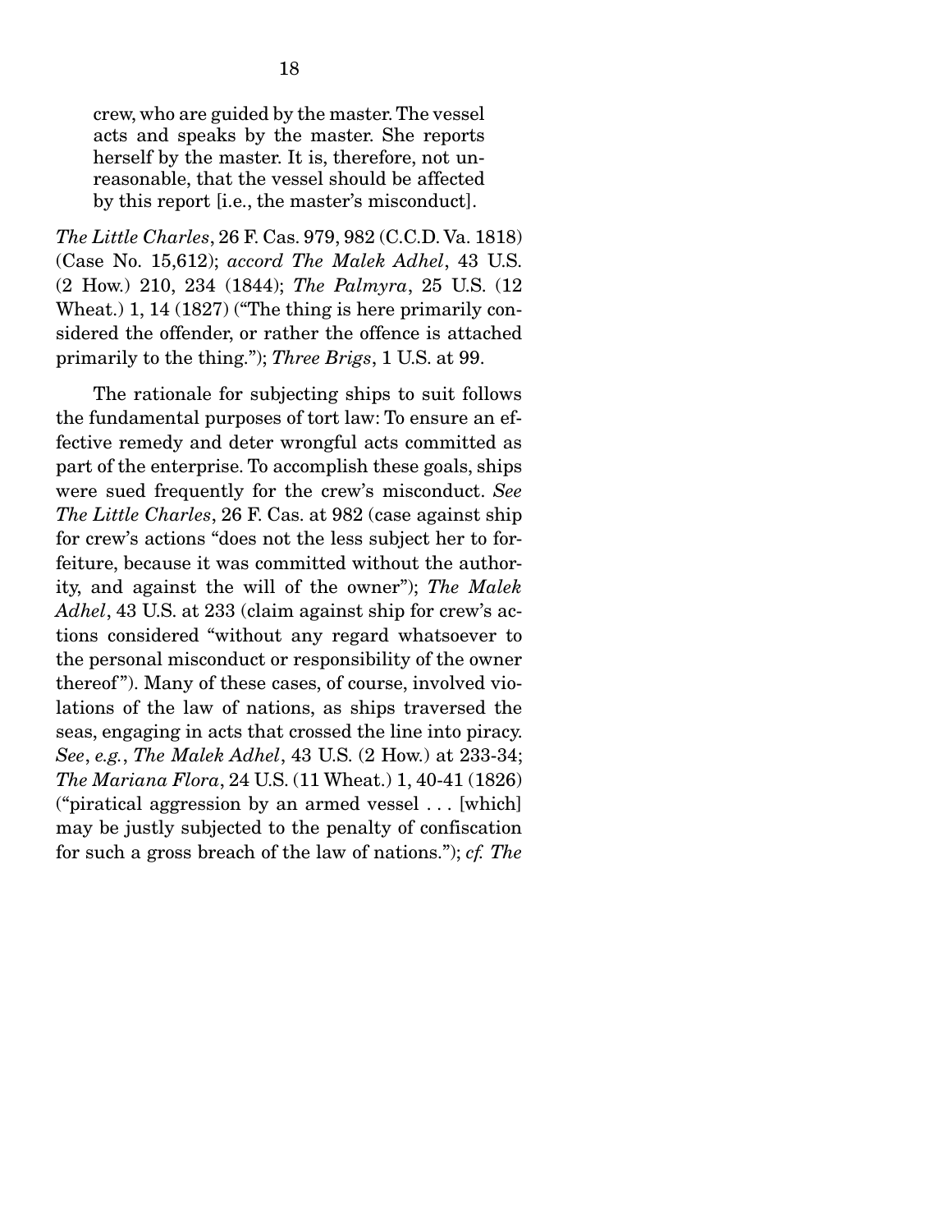> crew, who are guided by the master. The vessel acts and speaks by the master. She reports herself by the master. It is, therefore, not unreasonable, that the vessel should be affected by this report [i.e., the master's misconduct].

*The Little Charles*, 26 F. Cas. 979, 982 (C.C.D. Va. 1818) (Case No. 15,612); *accord The Malek Adhel*, 43 U.S. (2 How.) 210, 234 (1844); *The Palmyra*, 25 U.S. (12 Wheat.) 1, 14 (1827) ("The thing is here primarily considered the offender, or rather the offence is attached primarily to the thing."); *Three Brigs*, 1 U.S. at 99.

The rationale for subjecting ships to suit follows the fundamental purposes of tort law: To ensure an effective remedy and deter wrongful acts committed as part of the enterprise. To accomplish these goals, ships were sued frequently for the crew's misconduct. *See The Little Charles*, 26 F. Cas. at 982 (case against ship for crew's actions "does not the less subject her to forfeiture, because it was committed without the authority, and against the will of the owner"); *The Malek Adhel*, 43 U.S. at 233 (claim against ship for crew's actions considered "without any regard whatsoever to the personal misconduct or responsibility of the owner thereof"). Many of these cases, of course, involved violations of the law of nations, as ships traversed the seas, engaging in acts that crossed the line into piracy. *See*, *e.g.*, *The Malek Adhel*, 43 U.S. (2 How.) at 233-34; *The Mariana Flora*, 24 U.S. (11 Wheat.) 1, 40-41 (1826) ("piratical aggression by an armed vessel . . . [which] may be justly subjected to the penalty of confiscation for such a gross breach of the law of nations."); *cf. The*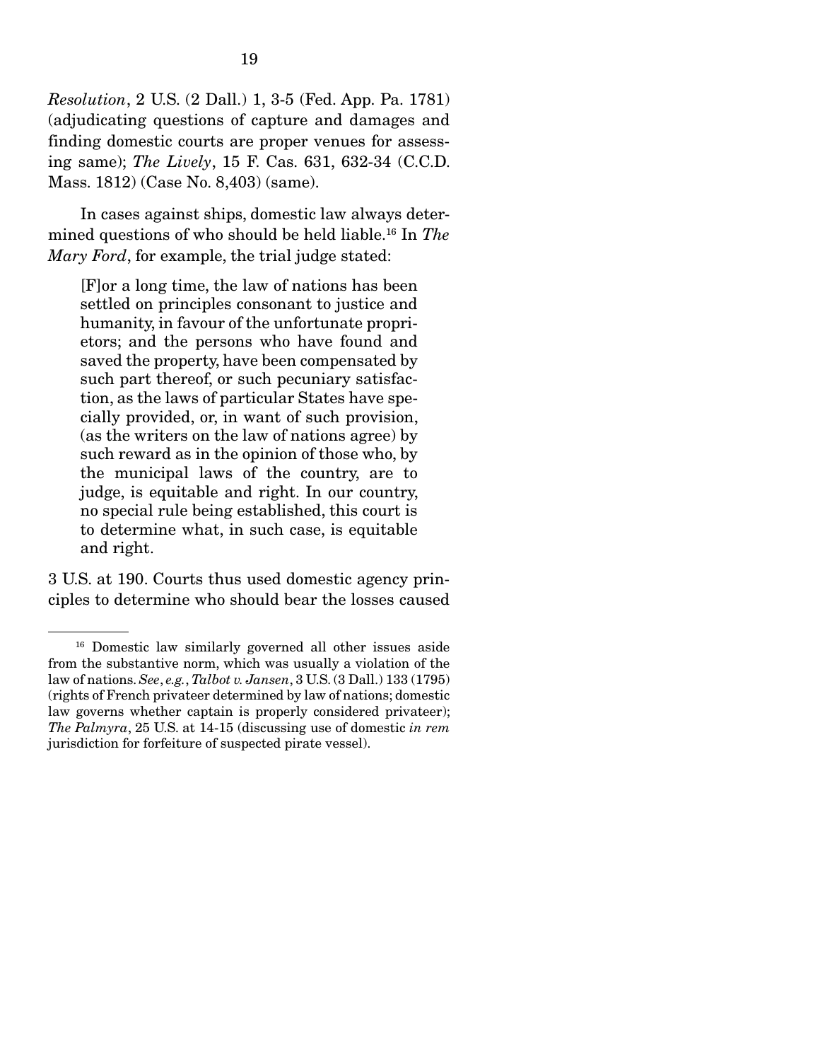*Resolution*, 2 U.S. (2 Dall.) 1, 3-5 (Fed. App. Pa. 1781) (adjudicating questions of capture and damages and finding domestic courts are proper venues for assessing same); *The Lively*, 15 F. Cas. 631, 632-34 (C.C.D. Mass. 1812) (Case No. 8,403) (same).

In cases against ships, domestic law always determined questions of who should be held liable.[16] In *The Mary Ford*, for example, the trial judge stated:

> [F]or a long time, the law of nations has been settled on principles consonant to justice and humanity, in favour of the unfortunate proprietors; and the persons who have found and saved the property, have been compensated by such part thereof, or such pecuniary satisfaction, as the laws of particular States have specially provided, or, in want of such provision, (as the writers on the law of nations agree) by such reward as in the opinion of those who, by the municipal laws of the country, are to judge, is equitable and right. In our country, no special rule being established, this court is to determine what, in such case, is equitable and right.

3 U.S. at 190. Courts thus used domestic agency principles to determine who should bear the losses caused

---

[16] Domestic law similarly governed all other issues aside from the substantive norm, which was usually a violation of the law of nations. *See*, *e.g.*, *Talbot v. Jansen*, 3 U.S. (3 Dall.) 133 (1795) (rights of French privateer determined by law of nations; domestic law governs whether captain is properly considered privateer); *The Palmyra*, 25 U.S. at 14-15 (discussing use of domestic *in rem* jurisdiction for forfeiture of suspected pirate vessel).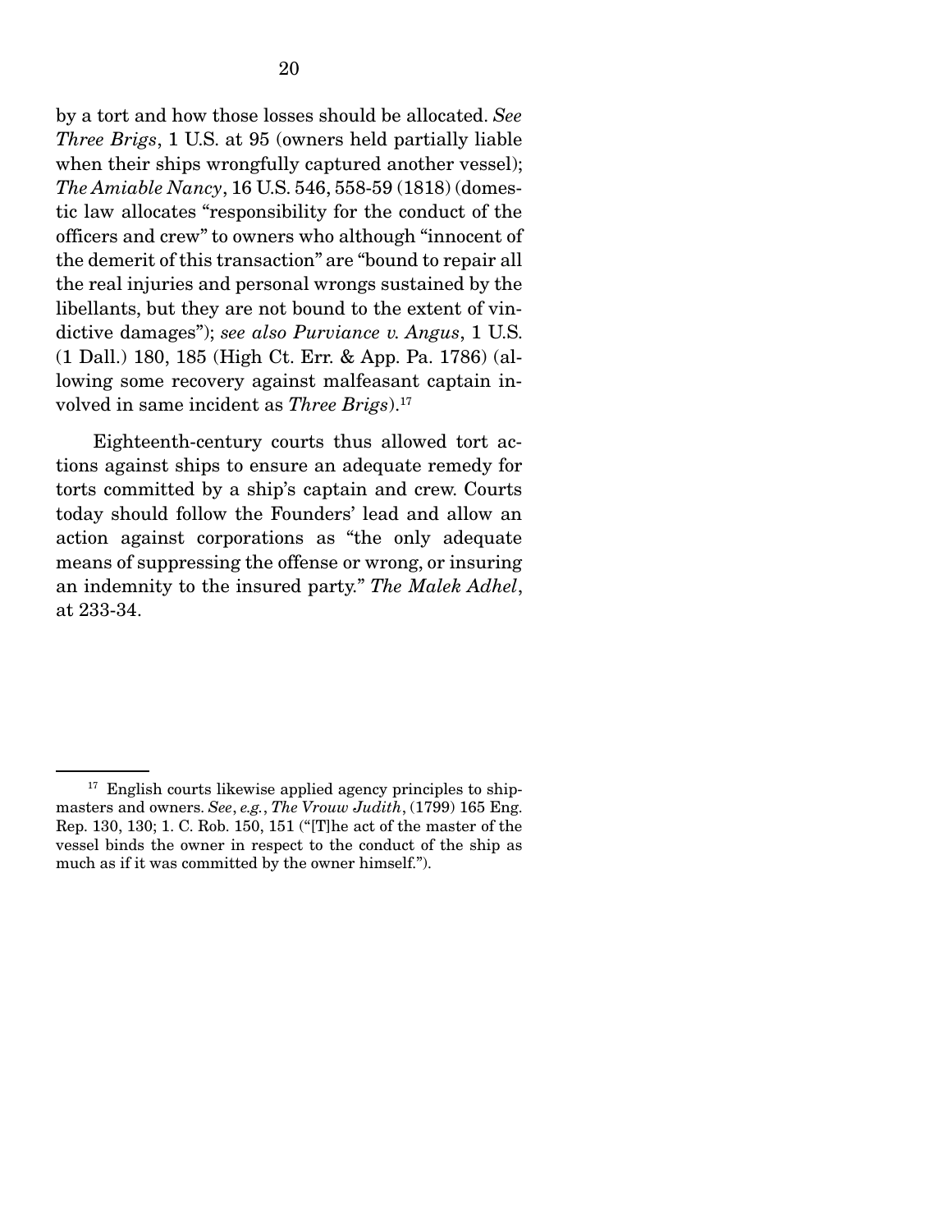by a tort and how those losses should be allocated. *See Three Brigs*, 1 U.S. at 95 (owners held partially liable when their ships wrongfully captured another vessel); *The Amiable Nancy*, 16 U.S. 546, 558-59 (1818) (domestic law allocates "responsibility for the conduct of the officers and crew" to owners who although "innocent of the demerit of this transaction" are "bound to repair all the real injuries and personal wrongs sustained by the libellants, but they are not bound to the extent of vindictive damages"); *see also Purviance v. Angus*, 1 U.S. (1 Dall.) 180, 185 (High Ct. Err. & App. Pa. 1786) (allowing some recovery against malfeasant captain involved in same incident as *Three Brigs*).[17]

Eighteenth-century courts thus allowed tort actions against ships to ensure an adequate remedy for torts committed by a ship's captain and crew. Courts today should follow the Founders' lead and allow an action against corporations as "the only adequate means of suppressing the offense or wrong, or insuring an indemnity to the insured party." *The Malek Adhel*, at 233-34.

---

[17] English courts likewise applied agency principles to shipmasters and owners. *See*, *e.g.*, *The Vrouw Judith*, (1799) 165 Eng. Rep. 130, 130; 1. C. Rob. 150, 151 ("[T]he act of the master of the vessel binds the owner in respect to the conduct of the ship as much as if it was committed by the owner himself.").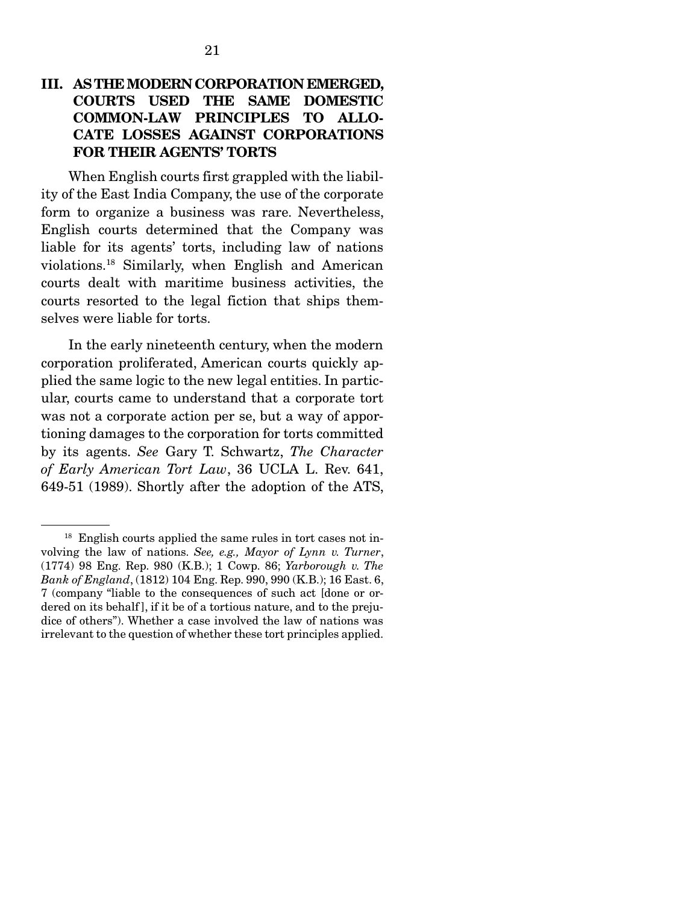## III. AS THE MODERN CORPORATION EMERGED, COURTS USED THE SAME DOMESTIC COMMON-LAW PRINCIPLES TO ALLOCATE LOSSES AGAINST CORPORATIONS FOR THEIR AGENTS' TORTS

When English courts first grappled with the liability of the East India Company, the use of the corporate form to organize a business was rare. Nevertheless, English courts determined that the Company was liable for its agents' torts, including law of nations violations.[18] Similarly, when English and American courts dealt with maritime business activities, the courts resorted to the legal fiction that ships themselves were liable for torts.

In the early nineteenth century, when the modern corporation proliferated, American courts quickly applied the same logic to the new legal entities. In particular, courts came to understand that a corporate tort was not a corporate action per se, but a way of apportioning damages to the corporation for torts committed by its agents. *See* Gary T. Schwartz, *The Character of Early American Tort Law*, 36 UCLA L. Rev. 641, 649-51 (1989). Shortly after the adoption of the ATS,

---

[18] English courts applied the same rules in tort cases not involving the law of nations. *See, e.g., Mayor of Lynn v. Turner*, (1774) 98 Eng. Rep. 980 (K.B.); 1 Cowp. 86; *Yarborough v. The Bank of England*, (1812) 104 Eng. Rep. 990, 990 (K.B.); 16 East. 6, 7 (company "liable to the consequences of such act [done or ordered on its behalf], if it be of a tortious nature, and to the prejudice of others"). Whether a case involved the law of nations was irrelevant to the question of whether these tort principles applied.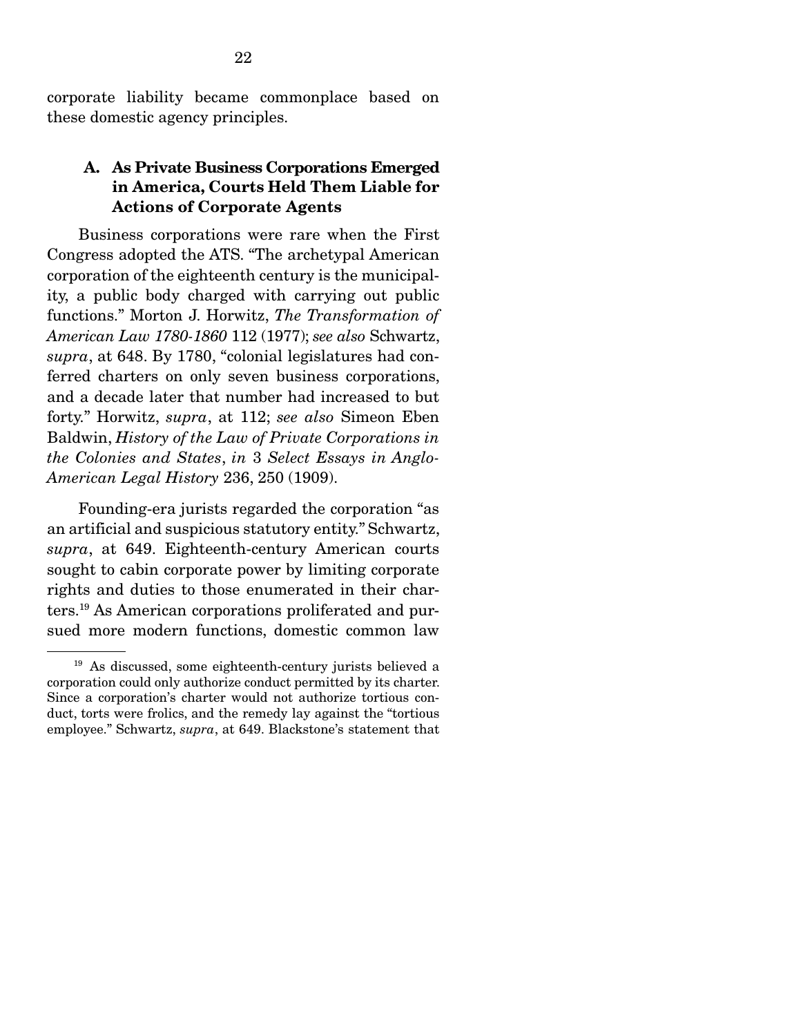corporate liability became commonplace based on these domestic agency principles.

### A. As Private Business Corporations Emerged in America, Courts Held Them Liable for Actions of Corporate Agents

Business corporations were rare when the First Congress adopted the ATS. "The archetypal American corporation of the eighteenth century is the municipality, a public body charged with carrying out public functions." Morton J. Horwitz, *The Transformation of American Law 1780-1860* 112 (1977); *see also* Schwartz, *supra*, at 648. By 1780, "colonial legislatures had conferred charters on only seven business corporations, and a decade later that number had increased to but forty." Horwitz, *supra*, at 112; *see also* Simeon Eben Baldwin, *History of the Law of Private Corporations in the Colonies and States*, *in* 3 *Select Essays in Anglo-American Legal History* 236, 250 (1909).

Founding-era jurists regarded the corporation "as an artificial and suspicious statutory entity." Schwartz, *supra*, at 649. Eighteenth-century American courts sought to cabin corporate power by limiting corporate rights and duties to those enumerated in their charters.[19] As American corporations proliferated and pursued more modern functions, domestic common law

---

[19] As discussed, some eighteenth-century jurists believed a corporation could only authorize conduct permitted by its charter. Since a corporation's charter would not authorize tortious conduct, torts were frolics, and the remedy lay against the "tortious employee." Schwartz, *supra*, at 649. Blackstone's statement that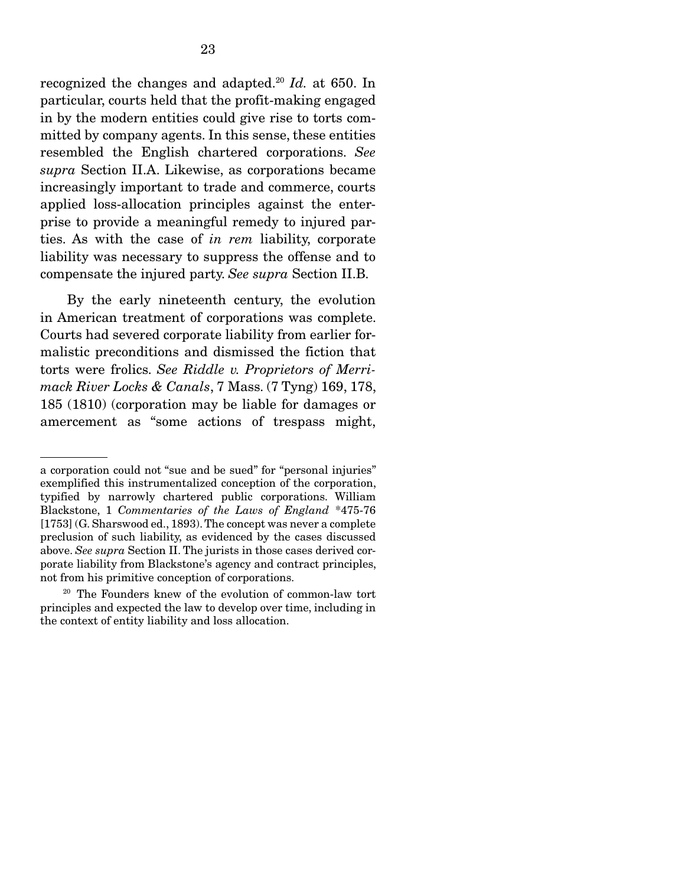recognized the changes and adapted.[20] *Id.* at 650. In particular, courts held that the profit-making engaged in by the modern entities could give rise to torts committed by company agents. In this sense, these entities resembled the English chartered corporations. *See supra* Section II.A. Likewise, as corporations became increasingly important to trade and commerce, courts applied loss-allocation principles against the enterprise to provide a meaningful remedy to injured parties. As with the case of *in rem* liability, corporate liability was necessary to suppress the offense and to compensate the injured party. *See supra* Section II.B.

By the early nineteenth century, the evolution in American treatment of corporations was complete. Courts had severed corporate liability from earlier formalistic preconditions and dismissed the fiction that torts were frolics. *See Riddle v. Proprietors of Merrimack River Locks & Canals*, 7 Mass. (7 Tyng) 169, 178, 185 (1810) (corporation may be liable for damages or amercement as "some actions of trespass might,

---

a corporation could not "sue and be sued" for "personal injuries" exemplified this instrumentalized conception of the corporation, typified by narrowly chartered public corporations. William Blackstone, 1 *Commentaries of the Laws of England* *475-76 [1753] (G. Sharswood ed., 1893). The concept was never a complete preclusion of such liability, as evidenced by the cases discussed above. *See supra* Section II. The jurists in those cases derived corporate liability from Blackstone's agency and contract principles, not from his primitive conception of corporations.

[20] The Founders knew of the evolution of common-law tort principles and expected the law to develop over time, including in the context of entity liability and loss allocation.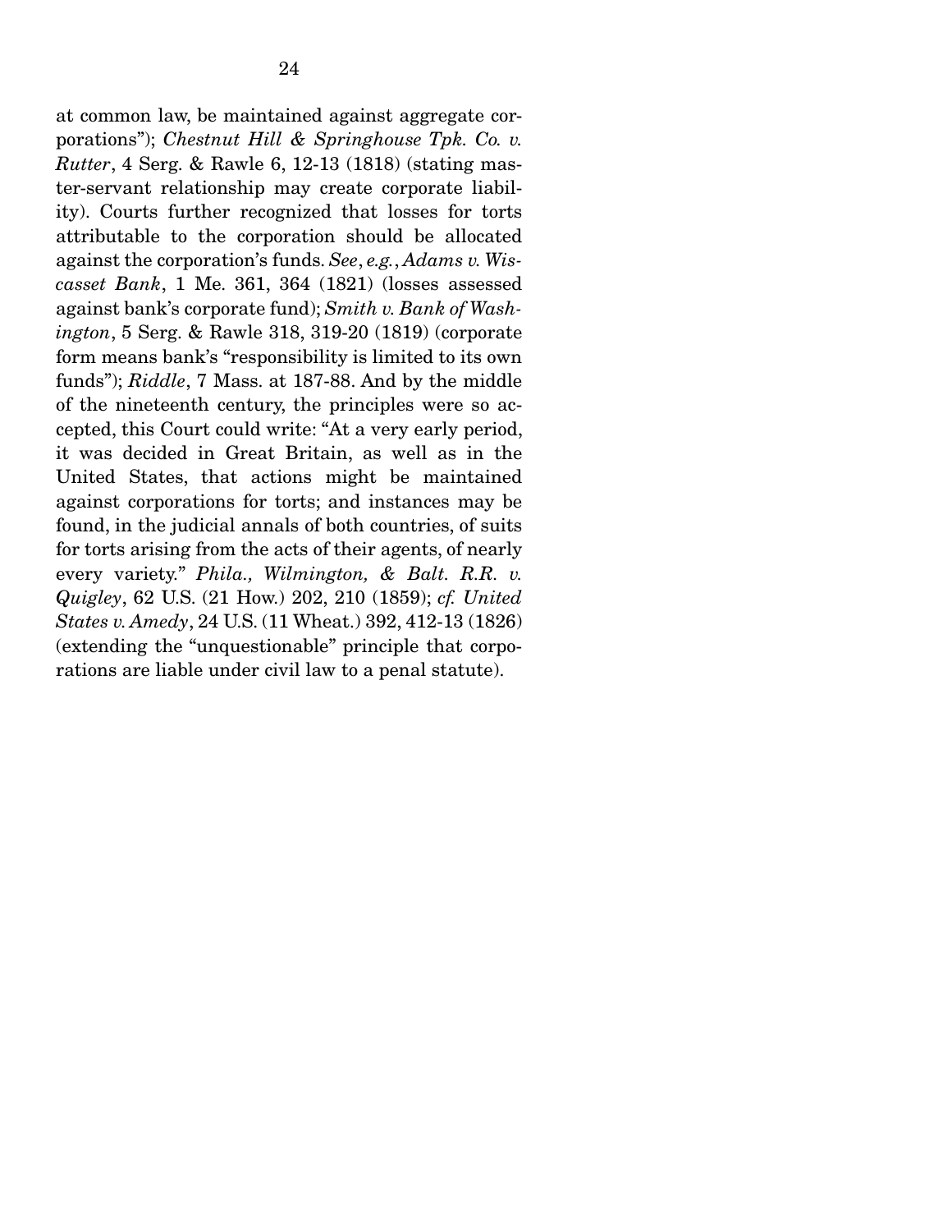at common law, be maintained against aggregate corporations"); *Chestnut Hill & Springhouse Tpk. Co. v. Rutter*, 4 Serg. & Rawle 6, 12-13 (1818) (stating master-servant relationship may create corporate liability). Courts further recognized that losses for torts attributable to the corporation should be allocated against the corporation's funds. *See*, *e.g.*, *Adams v. Wiscasset Bank*, 1 Me. 361, 364 (1821) (losses assessed against bank's corporate fund); *Smith v. Bank of Washington*, 5 Serg. & Rawle 318, 319-20 (1819) (corporate form means bank's "responsibility is limited to its own funds"); *Riddle*, 7 Mass. at 187-88. And by the middle of the nineteenth century, the principles were so accepted, this Court could write: "At a very early period, it was decided in Great Britain, as well as in the United States, that actions might be maintained against corporations for torts; and instances may be found, in the judicial annals of both countries, of suits for torts arising from the acts of their agents, of nearly every variety." *Phila., Wilmington, & Balt. R.R. v. Quigley*, 62 U.S. (21 How.) 202, 210 (1859); *cf. United States v. Amedy*, 24 U.S. (11 Wheat.) 392, 412-13 (1826) (extending the "unquestionable" principle that corporations are liable under civil law to a penal statute).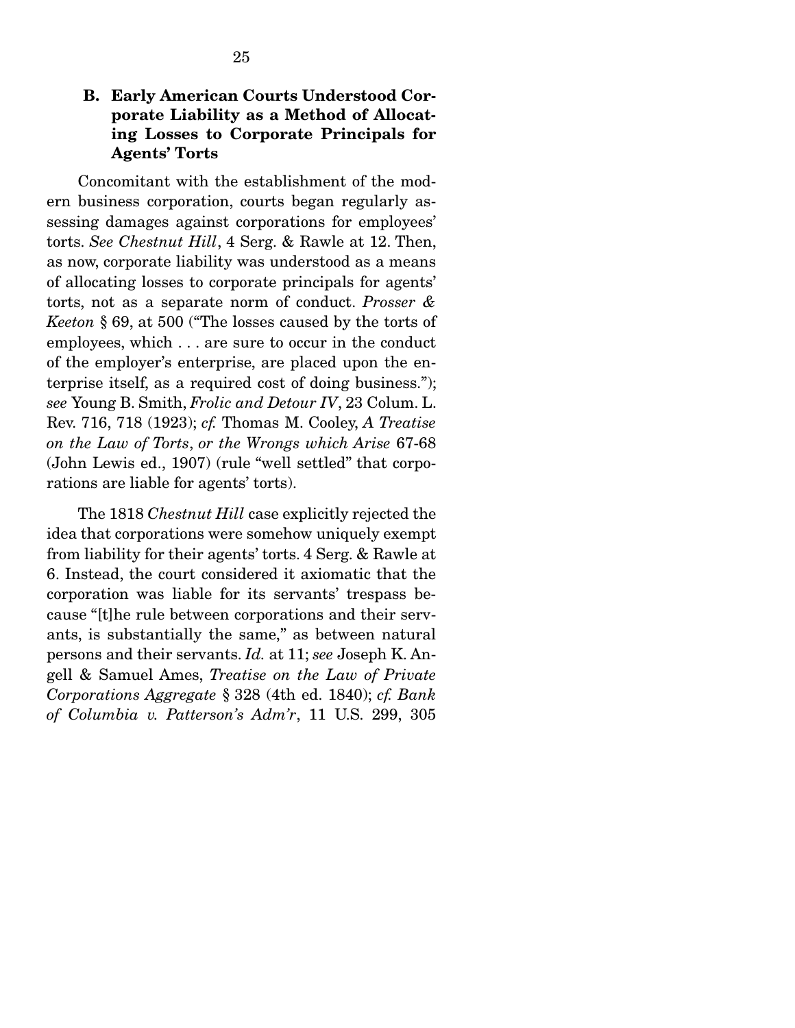### B. Early American Courts Understood Corporate Liability as a Method of Allocating Losses to Corporate Principals for Agents' Torts

Concomitant with the establishment of the modern business corporation, courts began regularly assessing damages against corporations for employees' torts. *See Chestnut Hill*, 4 Serg. & Rawle at 12. Then, as now, corporate liability was understood as a means of allocating losses to corporate principals for agents' torts, not as a separate norm of conduct. *Prosser & Keeton* § 69, at 500 ("The losses caused by the torts of employees, which . . . are sure to occur in the conduct of the employer's enterprise, are placed upon the enterprise itself, as a required cost of doing business."); *see* Young B. Smith, *Frolic and Detour IV*, 23 Colum. L. Rev. 716, 718 (1923); *cf.* Thomas M. Cooley, *A Treatise on the Law of Torts, or the Wrongs which Arise* 67-68 (John Lewis ed., 1907) (rule "well settled" that corporations are liable for agents' torts).

The 1818 *Chestnut Hill* case explicitly rejected the idea that corporations were somehow uniquely exempt from liability for their agents' torts. 4 Serg. & Rawle at 6. Instead, the court considered it axiomatic that the corporation was liable for its servants' trespass because "[t]he rule between corporations and their servants, is substantially the same," as between natural persons and their servants. *Id.* at 11; *see* Joseph K. Angell & Samuel Ames, *Treatise on the Law of Private Corporations Aggregate* § 328 (4th ed. 1840); *cf. Bank of Columbia v. Patterson's Adm'r*, 11 U.S. 299, 305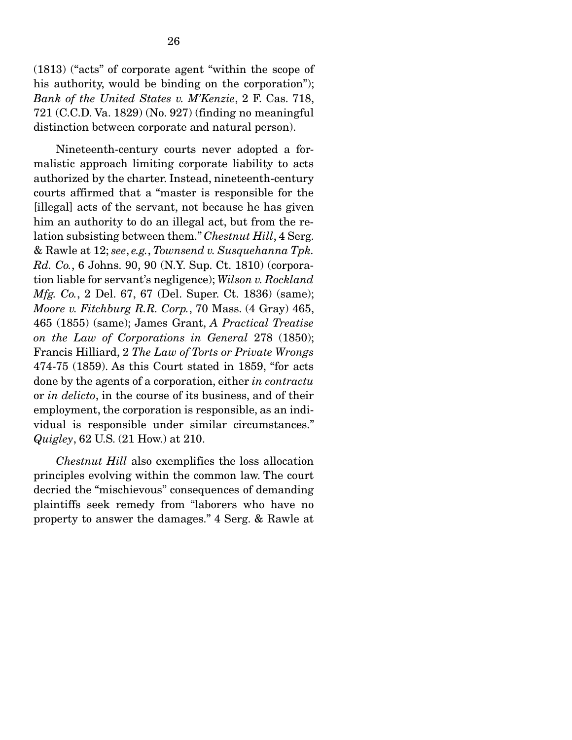(1813) ("acts" of corporate agent "within the scope of his authority, would be binding on the corporation"); *Bank of the United States v. M'Kenzie*, 2 F. Cas. 718, 721 (C.C.D. Va. 1829) (No. 927) (finding no meaningful distinction between corporate and natural person).

Nineteenth-century courts never adopted a formalistic approach limiting corporate liability to acts authorized by the charter. Instead, nineteenth-century courts affirmed that a "master is responsible for the [illegal] acts of the servant, not because he has given him an authority to do an illegal act, but from the relation subsisting between them." *Chestnut Hill*, 4 Serg. & Rawle at 12; *see*, *e.g.*, *Townsend v. Susquehanna Tpk. Rd. Co.*, 6 Johns. 90, 90 (N.Y. Sup. Ct. 1810) (corporation liable for servant's negligence); *Wilson v. Rockland Mfg. Co.*, 2 Del. 67, 67 (Del. Super. Ct. 1836) (same); *Moore v. Fitchburg R.R. Corp.*, 70 Mass. (4 Gray) 465, 465 (1855) (same); James Grant, *A Practical Treatise on the Law of Corporations in General* 278 (1850); Francis Hilliard, 2 *The Law of Torts or Private Wrongs* 474-75 (1859). As this Court stated in 1859, "for acts done by the agents of a corporation, either *in contractu* or *in delicto*, in the course of its business, and of their employment, the corporation is responsible, as an individual is responsible under similar circumstances." *Quigley*, 62 U.S. (21 How.) at 210.

*Chestnut Hill* also exemplifies the loss allocation principles evolving within the common law. The court decried the "mischievous" consequences of demanding plaintiffs seek remedy from "laborers who have no property to answer the damages." 4 Serg. & Rawle at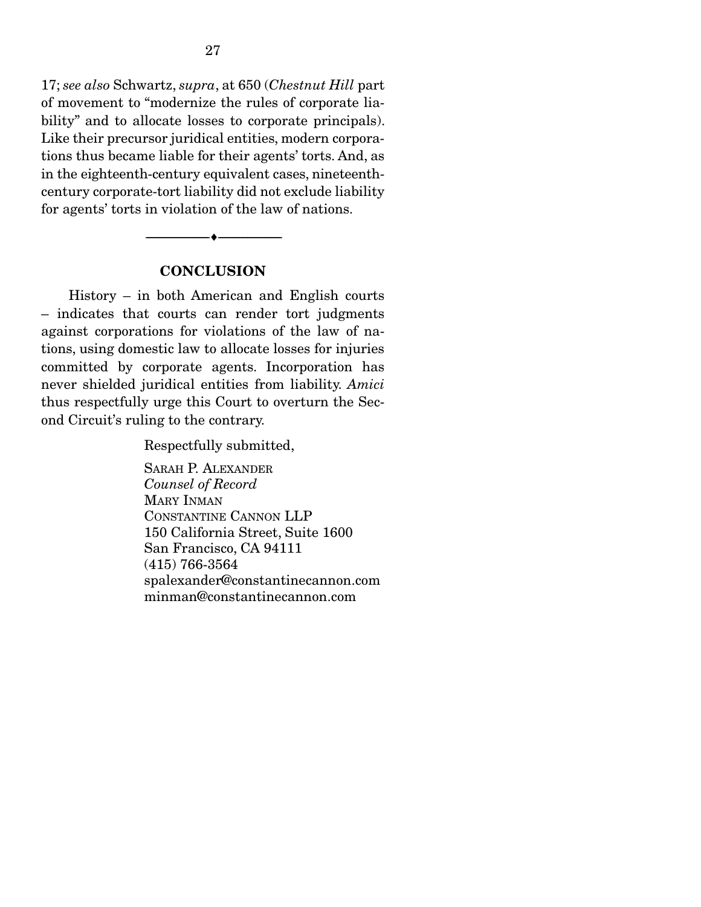17; *see also* Schwartz, *supra*, at 650 (*Chestnut Hill* part of movement to "modernize the rules of corporate liability" and to allocate losses to corporate principals). Like their precursor juridical entities, modern corporations thus became liable for their agents' torts. And, as in the eighteenth-century equivalent cases, nineteenth-century corporate-tort liability did not exclude liability for agents' torts in violation of the law of nations.

---

## CONCLUSION

History – in both American and English courts – indicates that courts can render tort judgments against corporations for violations of the law of nations, using domestic law to allocate losses for injuries committed by corporate agents. Incorporation has never shielded juridical entities from liability. *Amici* thus respectfully urge this Court to overturn the Second Circuit's ruling to the contrary.

Respectfully submitted,

SARAH P. ALEXANDER
*Counsel of Record*
MARY INMAN
CONSTANTINE CANNON LLP
150 California Street, Suite 1600
San Francisco, CA 94111
(415) 766-3564
spalexander@constantinecannon.com
minman@constantinecannon.com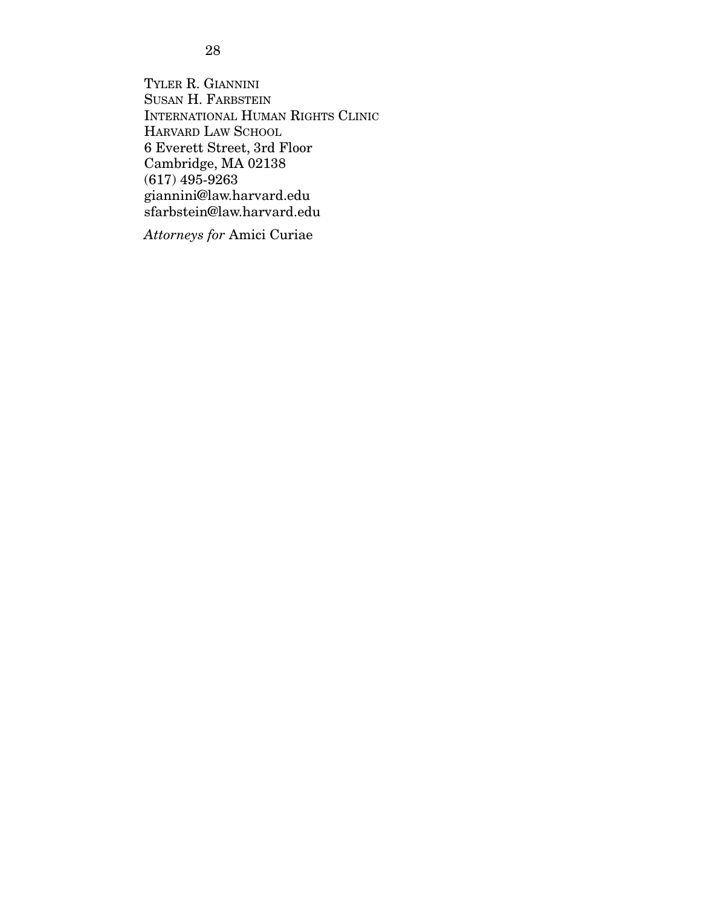TYLER R. GIANNINI
SUSAN H. FARBSTEIN
INTERNATIONAL HUMAN RIGHTS CLINIC
HARVARD LAW SCHOOL
6 Everett Street, 3rd Floor
Cambridge, MA 02138
(617) 495-9263
giannini@law.harvard.edu
sfarbstein@law.harvard.edu

*Attorneys for* Amici Curiae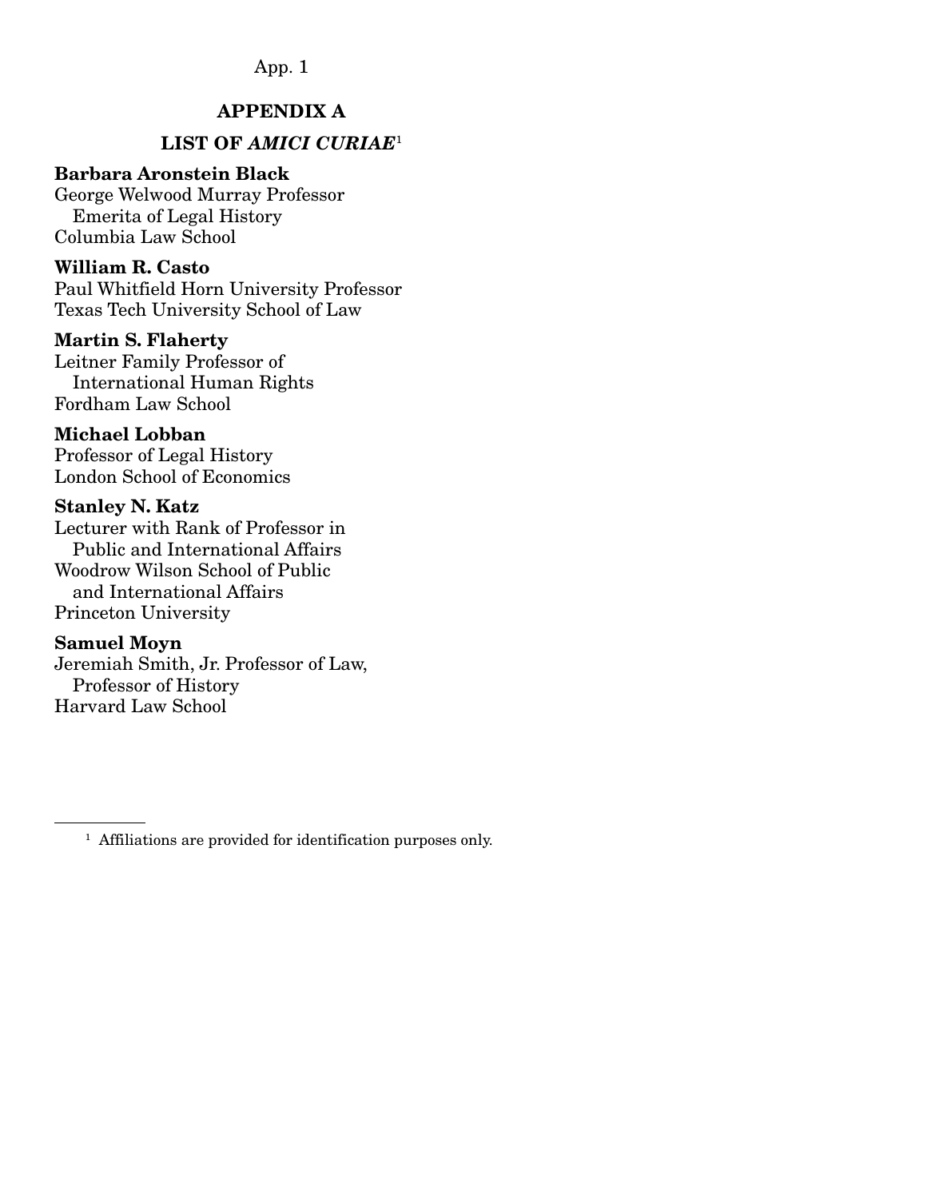## APPENDIX A

### LIST OF *AMICI CURIAE*[1]

**Barbara Aronstein Black**
George Welwood Murray Professor
Emerita of Legal History
Columbia Law School

**William R. Casto**
Paul Whitfield Horn University Professor
Texas Tech University School of Law

**Martin S. Flaherty**
Leitner Family Professor of
International Human Rights
Fordham Law School

**Michael Lobban**
Professor of Legal History
London School of Economics

**Stanley N. Katz**
Lecturer with Rank of Professor in
Public and International Affairs
Woodrow Wilson School of Public
and International Affairs
Princeton University

**Samuel Moyn**
Jeremiah Smith, Jr. Professor of Law,
Professor of History
Harvard Law School

---

[1] Affiliations are provided for identification purposes only.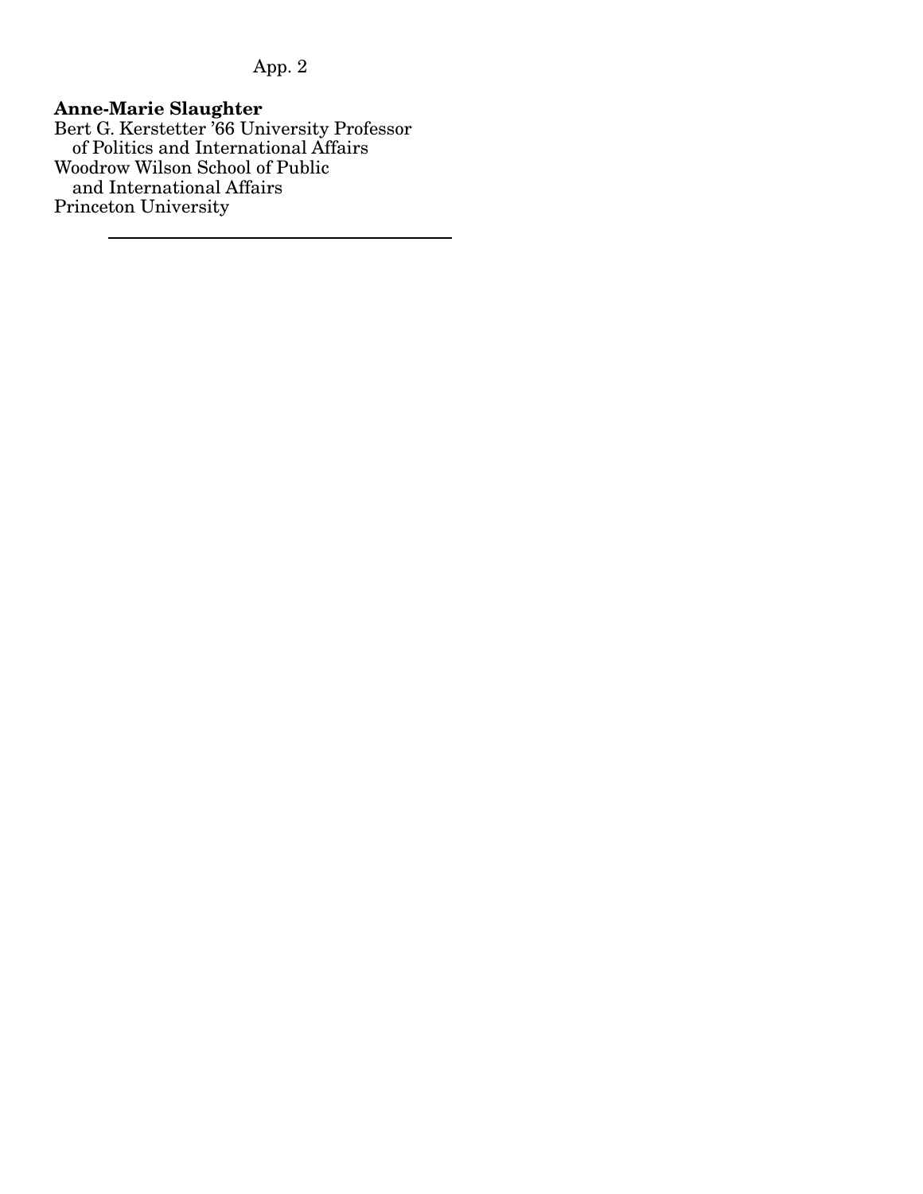**Anne-Marie Slaughter**
Bert G. Kerstetter '66 University Professor
of Politics and International Affairs
Woodrow Wilson School of Public
and International Affairs
Princeton University

---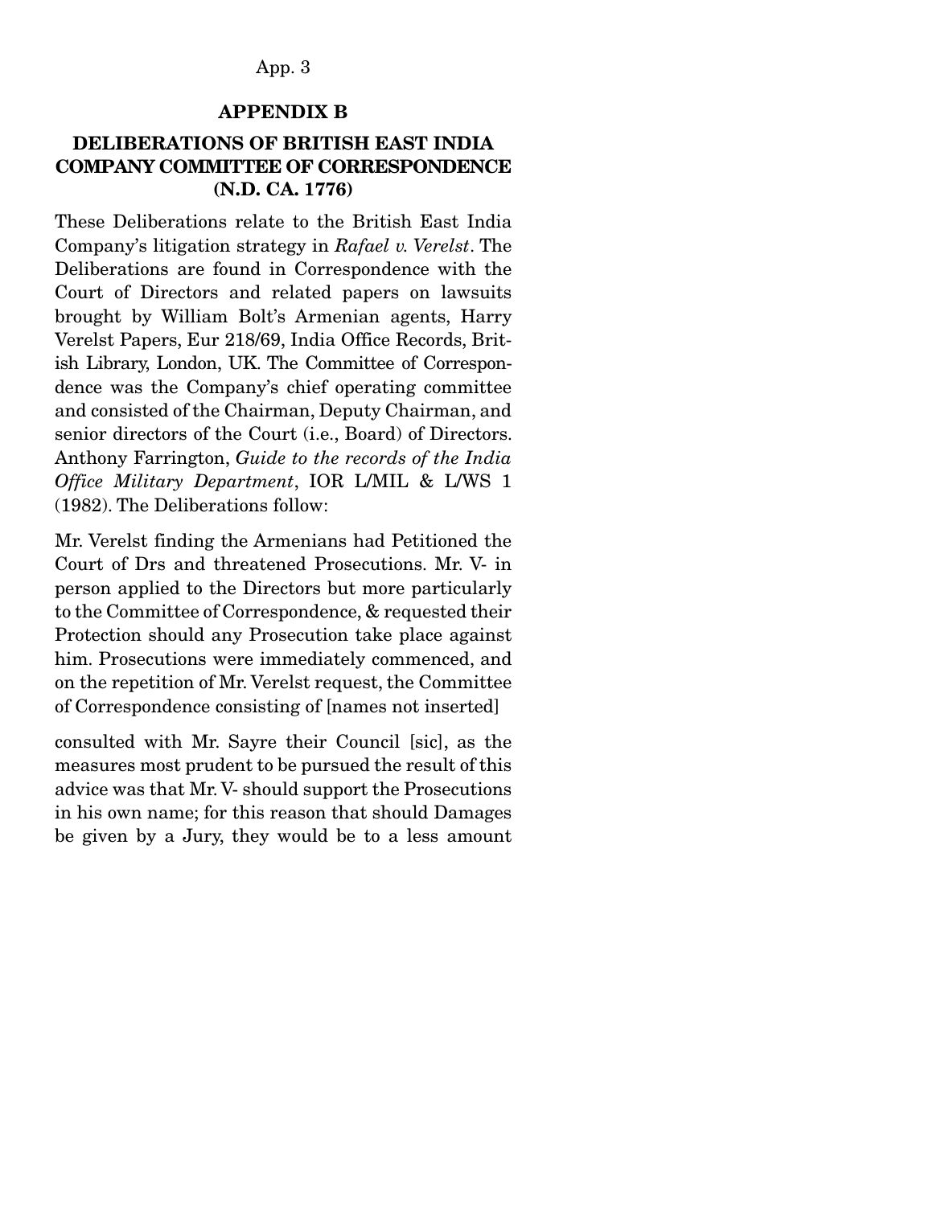## APPENDIX B

## DELIBERATIONS OF BRITISH EAST INDIA COMPANY COMMITTEE OF CORRESPONDENCE (N.D. CA. 1776)

These Deliberations relate to the British East India Company's litigation strategy in *Rafael v. Verelst*. The Deliberations are found in Correspondence with the Court of Directors and related papers on lawsuits brought by William Bolt's Armenian agents, Harry Verelst Papers, Eur 218/69, India Office Records, British Library, London, UK. The Committee of Correspondence was the Company's chief operating committee and consisted of the Chairman, Deputy Chairman, and senior directors of the Court (i.e., Board) of Directors. Anthony Farrington, *Guide to the records of the India Office Military Department*, IOR L/MIL & L/WS 1 (1982). The Deliberations follow:

Mr. Verelst finding the Armenians had Petitioned the Court of Drs and threatened Prosecutions. Mr. V- in person applied to the Directors but more particularly to the Committee of Correspondence, & requested their Protection should any Prosecution take place against him. Prosecutions were immediately commenced, and on the repetition of Mr. Verelst request, the Committee of Correspondence consisting of [names not inserted]

consulted with Mr. Sayre their Council [sic], as the measures most prudent to be pursued the result of this advice was that Mr. V- should support the Prosecutions in his own name; for this reason that should Damages be given by a Jury, they would be to a less amount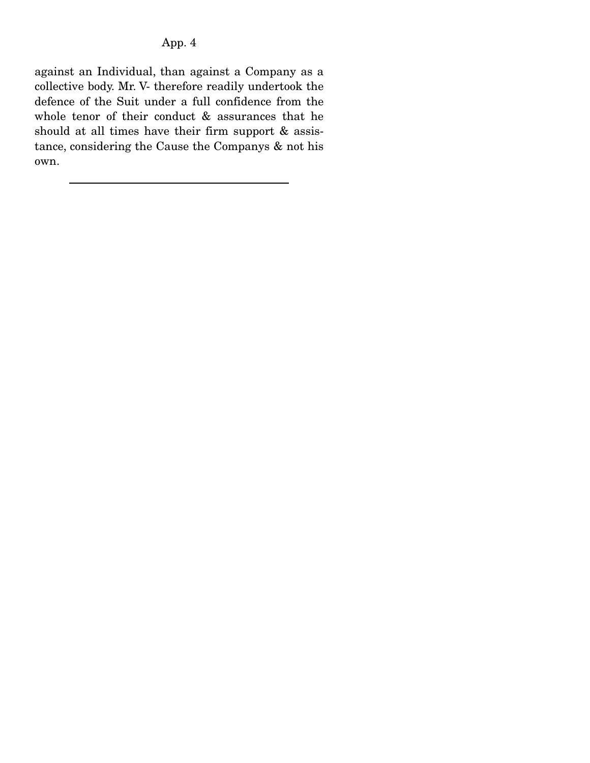against an Individual, than against a Company as a collective body. Mr. V- therefore readily undertook the defence of the Suit under a full confidence from the whole tenor of their conduct & assurances that he should at all times have their firm support & assistance, considering the Cause the Companys & not his own.

---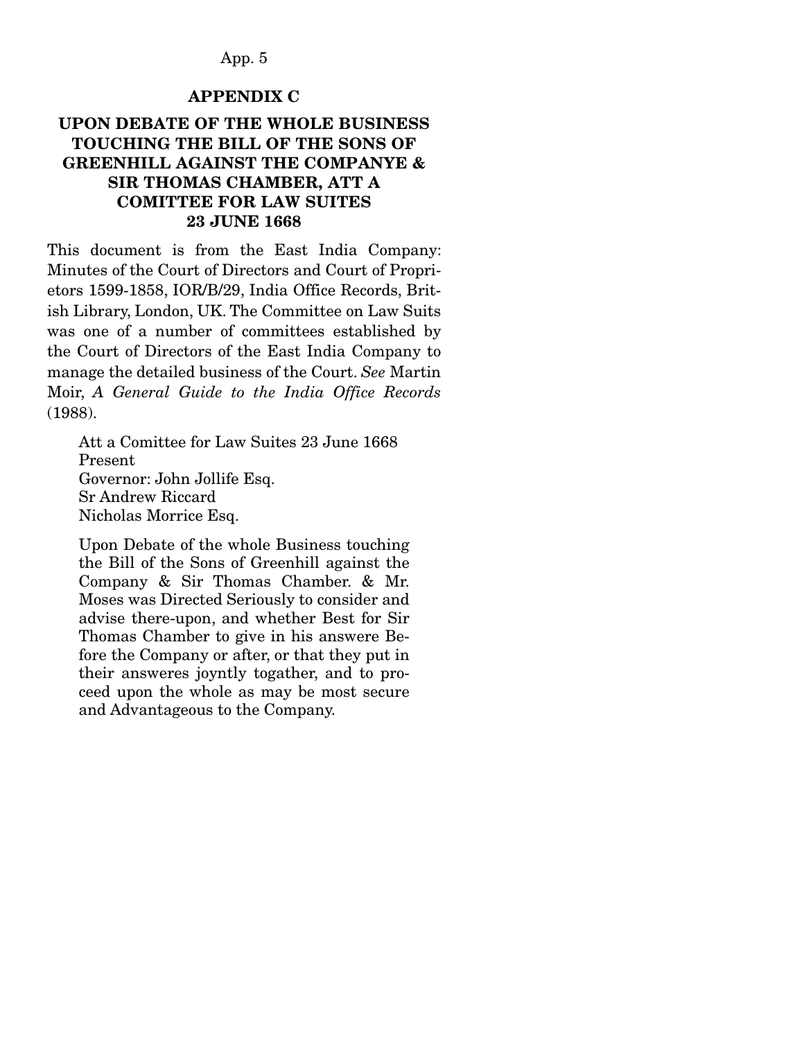## APPENDIX C

## UPON DEBATE OF THE WHOLE BUSINESS TOUCHING THE BILL OF THE SONS OF GREENHILL AGAINST THE COMPANYE & SIR THOMAS CHAMBER, ATT A COMITTEE FOR LAW SUITES 23 JUNE 1668

This document is from the East India Company: Minutes of the Court of Directors and Court of Proprietors 1599-1858, IOR/B/29, India Office Records, British Library, London, UK. The Committee on Law Suits was one of a number of committees established by the Court of Directors of the East India Company to manage the detailed business of the Court. *See* Martin Moir, *A General Guide to the India Office Records* (1988).

> Att a Comittee for Law Suites 23 June 1668
> Present
> Governor: John Jollife Esq.
> Sr Andrew Riccard
> Nicholas Morrice Esq.
>
> Upon Debate of the whole Business touching the Bill of the Sons of Greenhill against the Company & Sir Thomas Chamber. & Mr. Moses was Directed Seriously to consider and advise there-upon, and whether Best for Sir Thomas Chamber to give in his answere Before the Company or after, or that they put in their answeres joyntly togather, and to proceed upon the whole as may be most secure and Advantageous to the Company.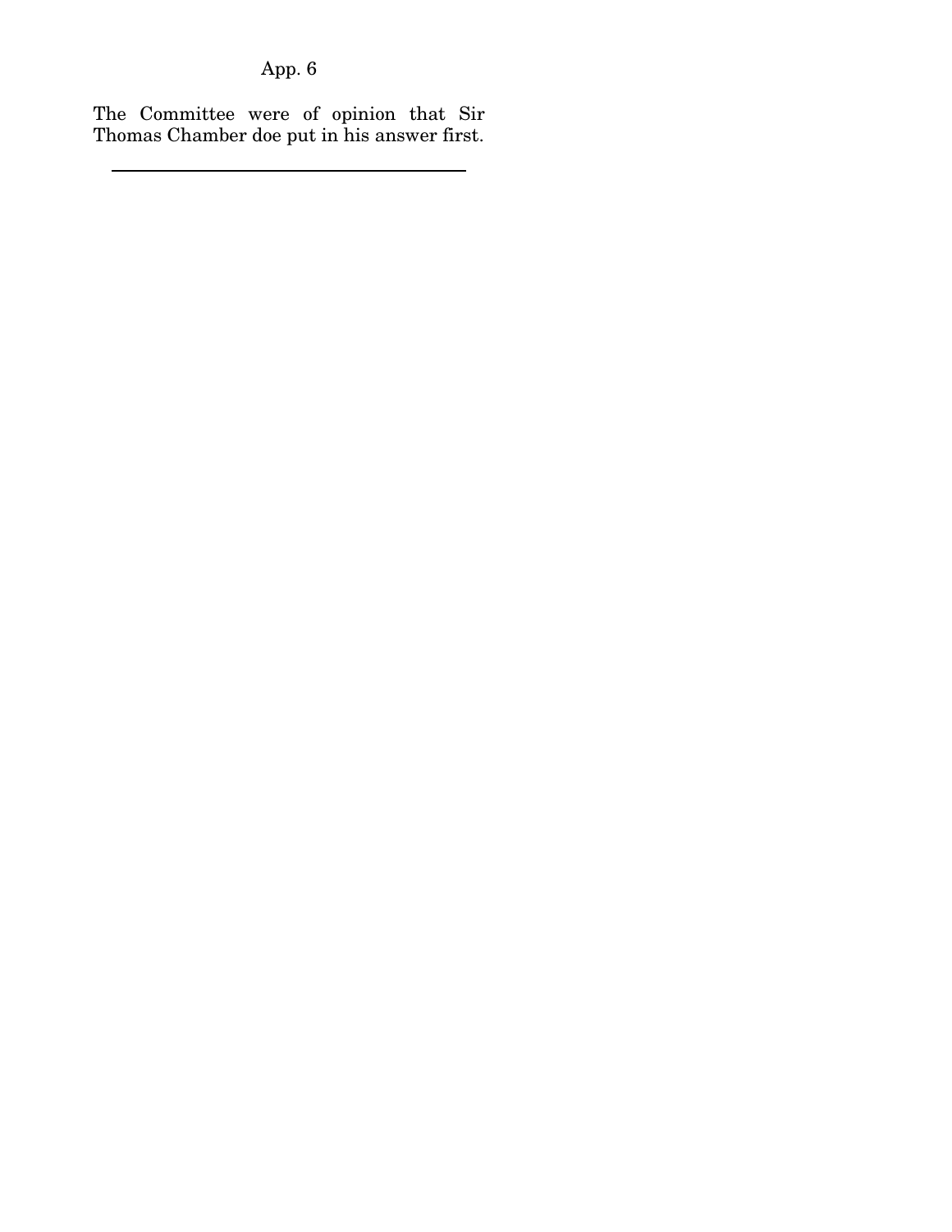The Committee were of opinion that Sir Thomas Chamber doe put in his answer first.

---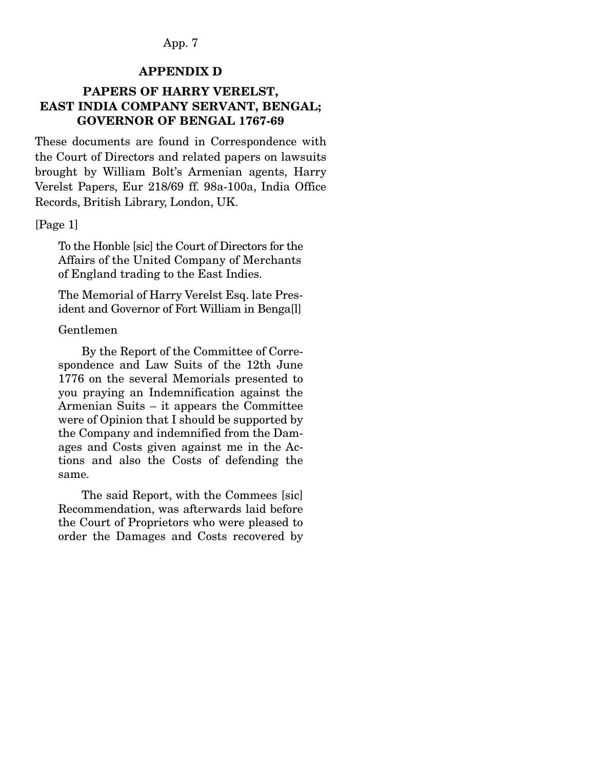## APPENDIX D

## PAPERS OF HARRY VERELST, EAST INDIA COMPANY SERVANT, BENGAL; GOVERNOR OF BENGAL 1767-69

These documents are found in Correspondence with the Court of Directors and related papers on lawsuits brought by William Bolt's Armenian agents, Harry Verelst Papers, Eur 218/69 ff. 98a-100a, India Office Records, British Library, London, UK.

[Page 1]

> To the Honble [sic] the Court of Directors for the Affairs of the United Company of Merchants of England trading to the East Indies.
>
> The Memorial of Harry Verelst Esq. late President and Governor of Fort William in Benga[l]
>
> Gentlemen
>
> By the Report of the Committee of Correspondence and Law Suits of the 12th June 1776 on the several Memorials presented to you praying an Indemnification against the Armenian Suits – it appears the Committee were of Opinion that I should be supported by the Company and indemnified from the Damages and Costs given against me in the Actions and also the Costs of defending the same.
>
> The said Report, with the Commees [sic] Recommendation, was afterwards laid before the Court of Proprietors who were pleased to order the Damages and Costs recovered by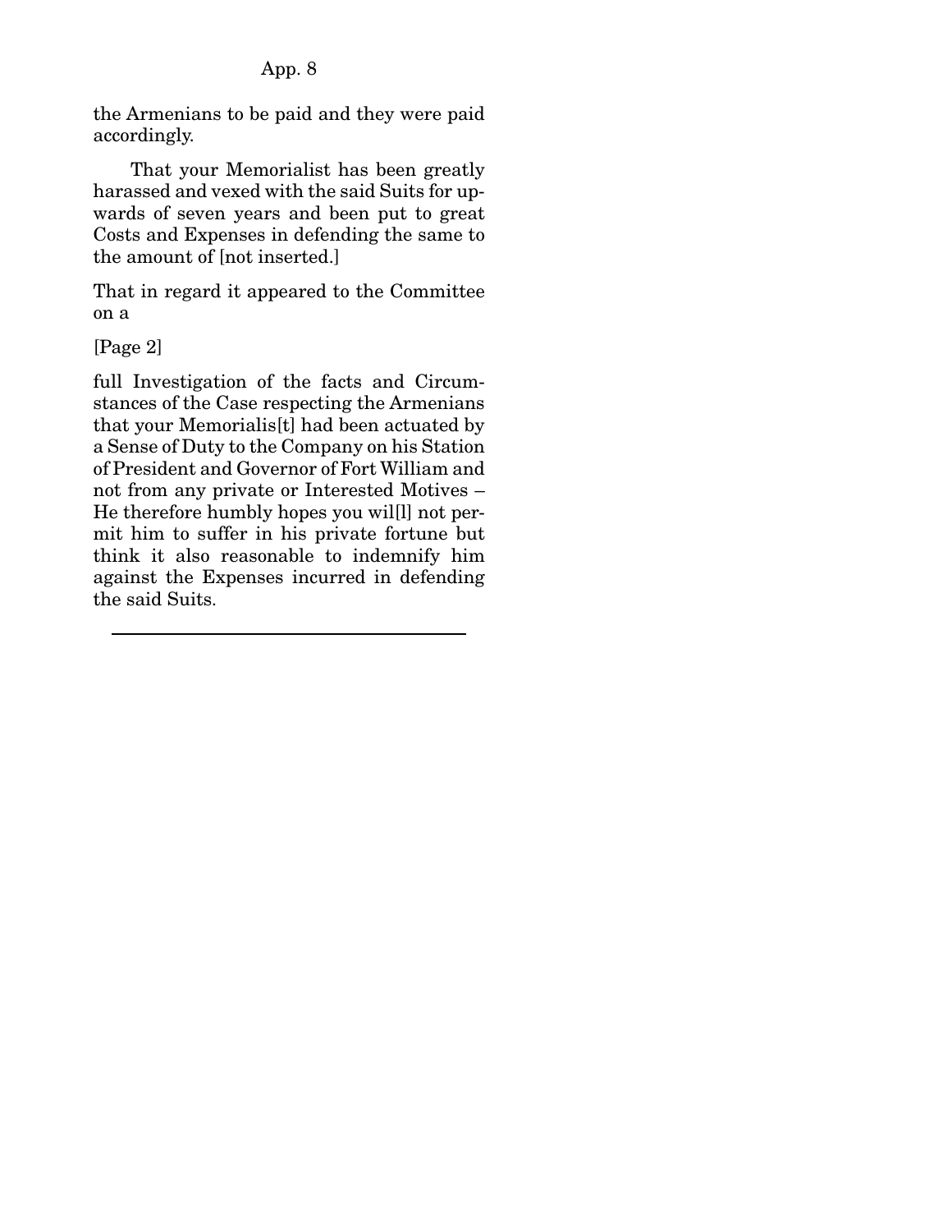the Armenians to be paid and they were paid accordingly.

That your Memorialist has been greatly harassed and vexed with the said Suits for upwards of seven years and been put to great Costs and Expenses in defending the same to the amount of [not inserted.]

That in regard it appeared to the Committee on a

[Page 2]

full Investigation of the facts and Circumstances of the Case respecting the Armenians that your Memorialis[t] had been actuated by a Sense of Duty to the Company on his Station of President and Governor of Fort William and not from any private or Interested Motives – He therefore humbly hopes you wil[l] not permit him to suffer in his private fortune but think it also reasonable to indemnify him against the Expenses incurred in defending the said Suits.